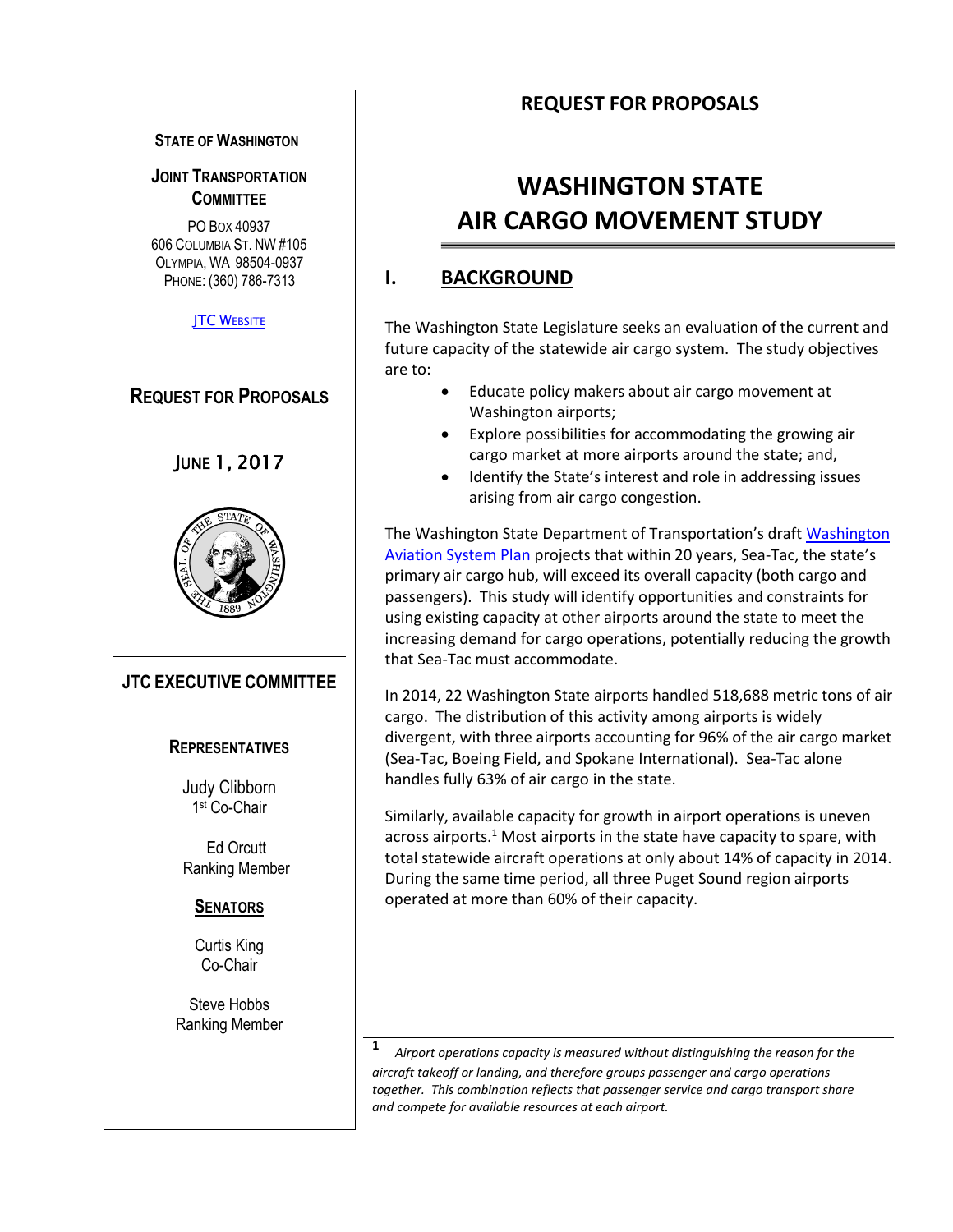**STATE OF WASHINGTON**

**JOINT TRANSPORTATION COMMITTEE**

PO BOX 40937
606 COLUMBIA ST. NW #105
OLYMPIA, WA 98504-0937
PHONE: (360) 786-7313

JTC WEBSITE

**REQUEST FOR PROPOSALS**

**JUNE 1, 2017**

**JTC EXECUTIVE COMMITTEE**

**REPRESENTATIVES**

Judy Clibborn
1st Co-Chair

Ed Orcutt
Ranking Member

**SENATORS**

Curtis King
Co-Chair

Steve Hobbs
Ranking Member

---

**REQUEST FOR PROPOSALS**

# WASHINGTON STATE AIR CARGO MOVEMENT STUDY

## I. BACKGROUND

The Washington State Legislature seeks an evaluation of the current and future capacity of the statewide air cargo system. The study objectives are to:

- Educate policy makers about air cargo movement at Washington airports;
- Explore possibilities for accommodating the growing air cargo market at more airports around the state; and,
- Identify the State's interest and role in addressing issues arising from air cargo congestion.

The Washington State Department of Transportation's draft Washington Aviation System Plan projects that within 20 years, Sea-Tac, the state's primary air cargo hub, will exceed its overall capacity (both cargo and passengers). This study will identify opportunities and constraints for using existing capacity at other airports around the state to meet the increasing demand for cargo operations, potentially reducing the growth that Sea-Tac must accommodate.

In 2014, 22 Washington State airports handled 518,688 metric tons of air cargo. The distribution of this activity among airports is widely divergent, with three airports accounting for 96% of the air cargo market (Sea-Tac, Boeing Field, and Spokane International). Sea-Tac alone handles fully 63% of air cargo in the state.

Similarly, available capacity for growth in airport operations is uneven across airports.[1] Most airports in the state have capacity to spare, with total statewide aircraft operations at only about 14% of capacity in 2014. During the same time period, all three Puget Sound region airports operated at more than 60% of their capacity.

---

[1] *Airport operations capacity is measured without distinguishing the reason for the aircraft takeoff or landing, and therefore groups passenger and cargo operations together. This combination reflects that passenger service and cargo transport share and compete for available resources at each airport.*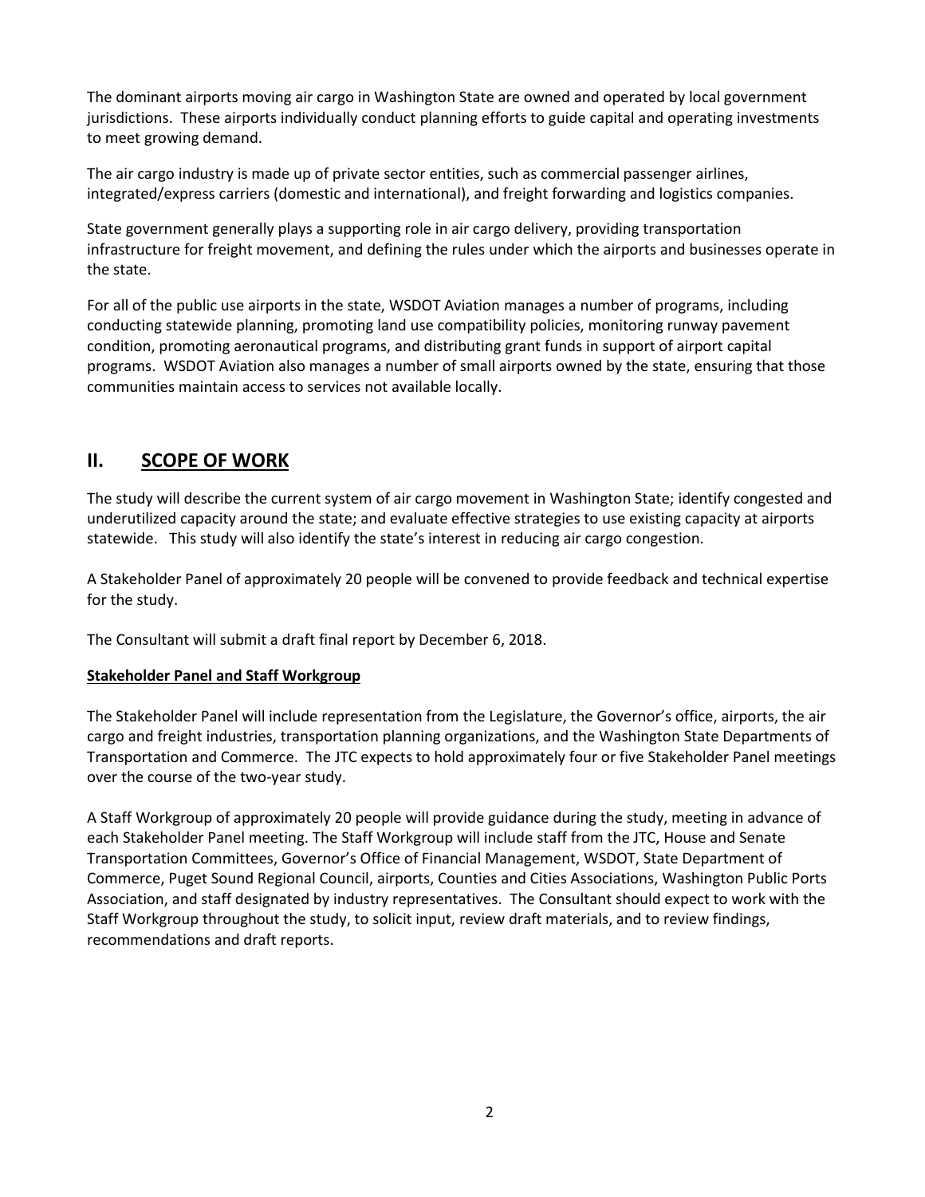The dominant airports moving air cargo in Washington State are owned and operated by local government jurisdictions. These airports individually conduct planning efforts to guide capital and operating investments to meet growing demand.

The air cargo industry is made up of private sector entities, such as commercial passenger airlines, integrated/express carriers (domestic and international), and freight forwarding and logistics companies.

State government generally plays a supporting role in air cargo delivery, providing transportation infrastructure for freight movement, and defining the rules under which the airports and businesses operate in the state.

For all of the public use airports in the state, WSDOT Aviation manages a number of programs, including conducting statewide planning, promoting land use compatibility policies, monitoring runway pavement condition, promoting aeronautical programs, and distributing grant funds in support of airport capital programs. WSDOT Aviation also manages a number of small airports owned by the state, ensuring that those communities maintain access to services not available locally.

## II. SCOPE OF WORK

The study will describe the current system of air cargo movement in Washington State; identify congested and underutilized capacity around the state; and evaluate effective strategies to use existing capacity at airports statewide. This study will also identify the state's interest in reducing air cargo congestion.

A Stakeholder Panel of approximately 20 people will be convened to provide feedback and technical expertise for the study.

The Consultant will submit a draft final report by December 6, 2018.

### Stakeholder Panel and Staff Workgroup

The Stakeholder Panel will include representation from the Legislature, the Governor's office, airports, the air cargo and freight industries, transportation planning organizations, and the Washington State Departments of Transportation and Commerce. The JTC expects to hold approximately four or five Stakeholder Panel meetings over the course of the two-year study.

A Staff Workgroup of approximately 20 people will provide guidance during the study, meeting in advance of each Stakeholder Panel meeting. The Staff Workgroup will include staff from the JTC, House and Senate Transportation Committees, Governor's Office of Financial Management, WSDOT, State Department of Commerce, Puget Sound Regional Council, airports, Counties and Cities Associations, Washington Public Ports Association, and staff designated by industry representatives. The Consultant should expect to work with the Staff Workgroup throughout the study, to solicit input, review draft materials, and to review findings, recommendations and draft reports.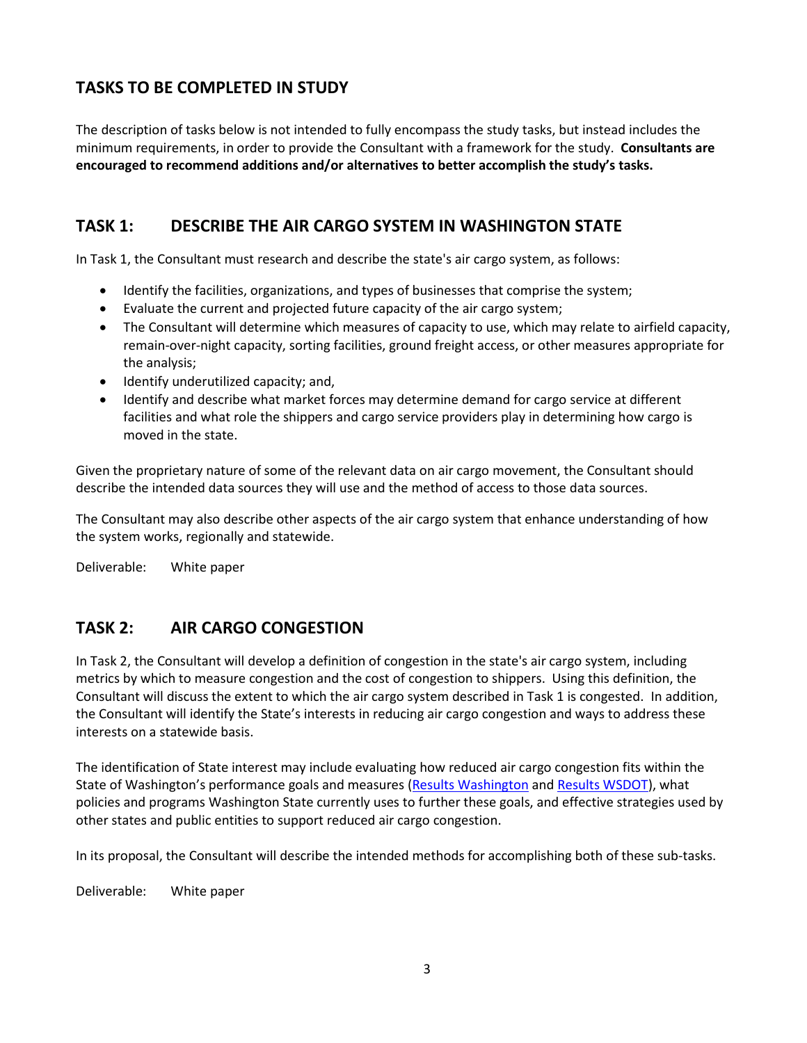## TASKS TO BE COMPLETED IN STUDY

The description of tasks below is not intended to fully encompass the study tasks, but instead includes the minimum requirements, in order to provide the Consultant with a framework for the study. **Consultants are encouraged to recommend additions and/or alternatives to better accomplish the study's tasks.**

## TASK 1: DESCRIBE THE AIR CARGO SYSTEM IN WASHINGTON STATE

In Task 1, the Consultant must research and describe the state's air cargo system, as follows:

- Identify the facilities, organizations, and types of businesses that comprise the system;
- Evaluate the current and projected future capacity of the air cargo system;
- The Consultant will determine which measures of capacity to use, which may relate to airfield capacity, remain-over-night capacity, sorting facilities, ground freight access, or other measures appropriate for the analysis;
- Identify underutilized capacity; and,
- Identify and describe what market forces may determine demand for cargo service at different facilities and what role the shippers and cargo service providers play in determining how cargo is moved in the state.

Given the proprietary nature of some of the relevant data on air cargo movement, the Consultant should describe the intended data sources they will use and the method of access to those data sources.

The Consultant may also describe other aspects of the air cargo system that enhance understanding of how the system works, regionally and statewide.

Deliverable: White paper

## TASK 2: AIR CARGO CONGESTION

In Task 2, the Consultant will develop a definition of congestion in the state's air cargo system, including metrics by which to measure congestion and the cost of congestion to shippers. Using this definition, the Consultant will discuss the extent to which the air cargo system described in Task 1 is congested. In addition, the Consultant will identify the State's interests in reducing air cargo congestion and ways to address these interests on a statewide basis.

The identification of State interest may include evaluating how reduced air cargo congestion fits within the State of Washington's performance goals and measures (Results Washington and Results WSDOT), what policies and programs Washington State currently uses to further these goals, and effective strategies used by other states and public entities to support reduced air cargo congestion.

In its proposal, the Consultant will describe the intended methods for accomplishing both of these sub-tasks.

Deliverable: White paper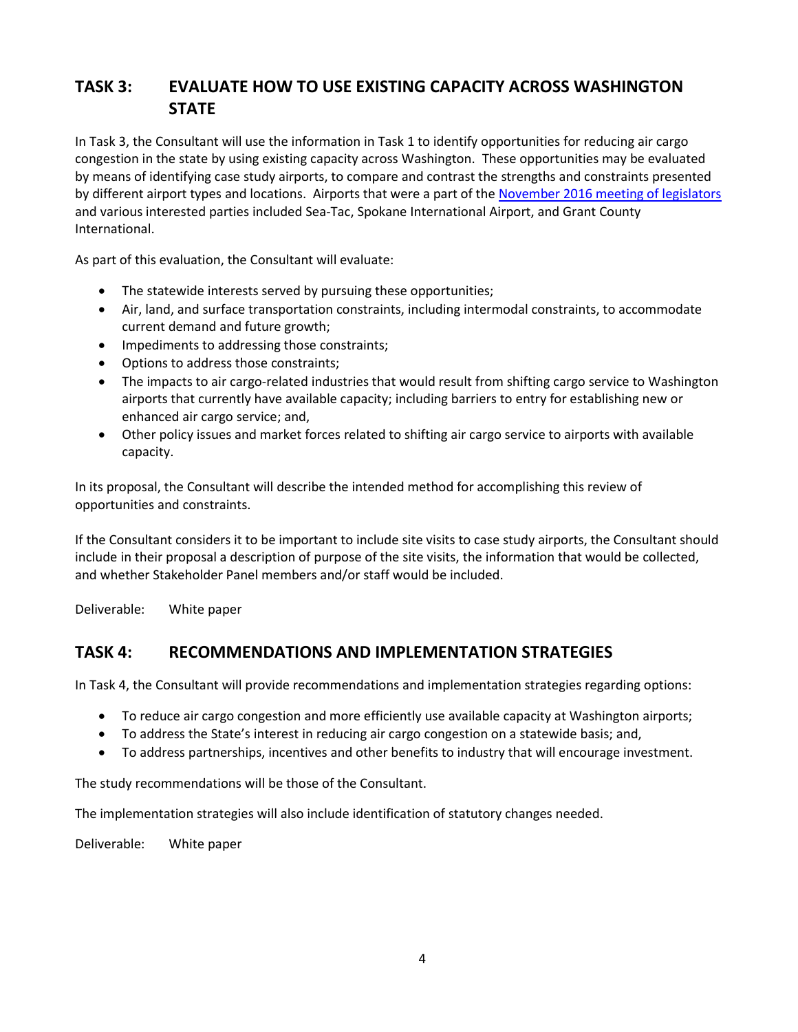## TASK 3: EVALUATE HOW TO USE EXISTING CAPACITY ACROSS WASHINGTON STATE

In Task 3, the Consultant will use the information in Task 1 to identify opportunities for reducing air cargo congestion in the state by using existing capacity across Washington. These opportunities may be evaluated by means of identifying case study airports, to compare and contrast the strengths and constraints presented by different airport types and locations. Airports that were a part of the November 2016 meeting of legislators and various interested parties included Sea-Tac, Spokane International Airport, and Grant County International.

As part of this evaluation, the Consultant will evaluate:

- The statewide interests served by pursuing these opportunities;
- Air, land, and surface transportation constraints, including intermodal constraints, to accommodate current demand and future growth;
- Impediments to addressing those constraints;
- Options to address those constraints;
- The impacts to air cargo-related industries that would result from shifting cargo service to Washington airports that currently have available capacity; including barriers to entry for establishing new or enhanced air cargo service; and,
- Other policy issues and market forces related to shifting air cargo service to airports with available capacity.

In its proposal, the Consultant will describe the intended method for accomplishing this review of opportunities and constraints.

If the Consultant considers it to be important to include site visits to case study airports, the Consultant should include in their proposal a description of purpose of the site visits, the information that would be collected, and whether Stakeholder Panel members and/or staff would be included.

Deliverable: White paper

## TASK 4: RECOMMENDATIONS AND IMPLEMENTATION STRATEGIES

In Task 4, the Consultant will provide recommendations and implementation strategies regarding options:

- To reduce air cargo congestion and more efficiently use available capacity at Washington airports;
- To address the State's interest in reducing air cargo congestion on a statewide basis; and,
- To address partnerships, incentives and other benefits to industry that will encourage investment.

The study recommendations will be those of the Consultant.

The implementation strategies will also include identification of statutory changes needed.

Deliverable: White paper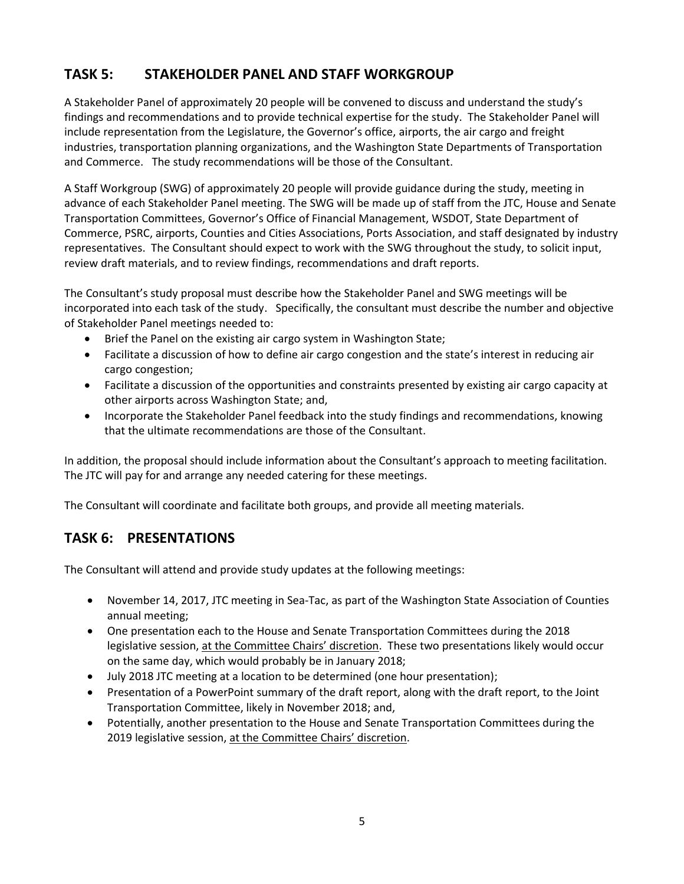## TASK 5: STAKEHOLDER PANEL AND STAFF WORKGROUP

A Stakeholder Panel of approximately 20 people will be convened to discuss and understand the study's findings and recommendations and to provide technical expertise for the study. The Stakeholder Panel will include representation from the Legislature, the Governor's office, airports, the air cargo and freight industries, transportation planning organizations, and the Washington State Departments of Transportation and Commerce. The study recommendations will be those of the Consultant.

A Staff Workgroup (SWG) of approximately 20 people will provide guidance during the study, meeting in advance of each Stakeholder Panel meeting. The SWG will be made up of staff from the JTC, House and Senate Transportation Committees, Governor's Office of Financial Management, WSDOT, State Department of Commerce, PSRC, airports, Counties and Cities Associations, Ports Association, and staff designated by industry representatives. The Consultant should expect to work with the SWG throughout the study, to solicit input, review draft materials, and to review findings, recommendations and draft reports.

The Consultant's study proposal must describe how the Stakeholder Panel and SWG meetings will be incorporated into each task of the study. Specifically, the consultant must describe the number and objective of Stakeholder Panel meetings needed to:

- Brief the Panel on the existing air cargo system in Washington State;
- Facilitate a discussion of how to define air cargo congestion and the state's interest in reducing air cargo congestion;
- Facilitate a discussion of the opportunities and constraints presented by existing air cargo capacity at other airports across Washington State; and,
- Incorporate the Stakeholder Panel feedback into the study findings and recommendations, knowing that the ultimate recommendations are those of the Consultant.

In addition, the proposal should include information about the Consultant's approach to meeting facilitation. The JTC will pay for and arrange any needed catering for these meetings.

The Consultant will coordinate and facilitate both groups, and provide all meeting materials.

## TASK 6: PRESENTATIONS

The Consultant will attend and provide study updates at the following meetings:

- November 14, 2017, JTC meeting in Sea-Tac, as part of the Washington State Association of Counties annual meeting;
- One presentation each to the House and Senate Transportation Committees during the 2018 legislative session, at the Committee Chairs' discretion. These two presentations likely would occur on the same day, which would probably be in January 2018;
- July 2018 JTC meeting at a location to be determined (one hour presentation);
- Presentation of a PowerPoint summary of the draft report, along with the draft report, to the Joint Transportation Committee, likely in November 2018; and,
- Potentially, another presentation to the House and Senate Transportation Committees during the 2019 legislative session, at the Committee Chairs' discretion.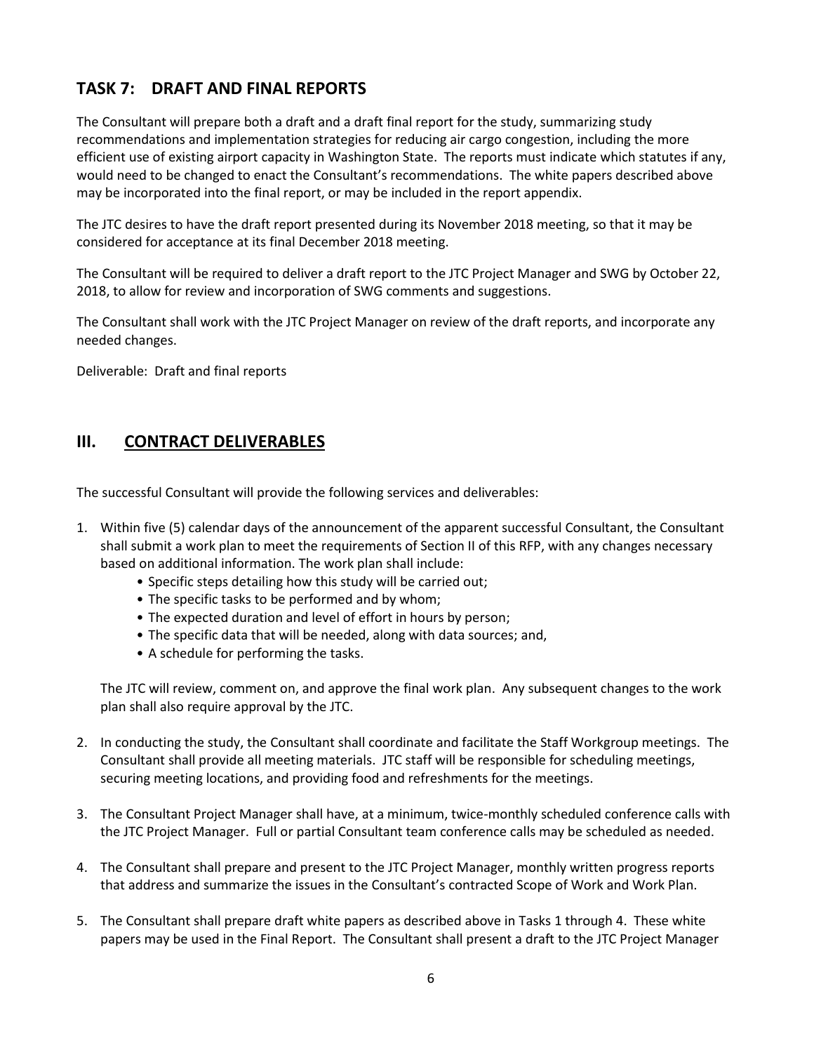## TASK 7: DRAFT AND FINAL REPORTS

The Consultant will prepare both a draft and a draft final report for the study, summarizing study recommendations and implementation strategies for reducing air cargo congestion, including the more efficient use of existing airport capacity in Washington State. The reports must indicate which statutes if any, would need to be changed to enact the Consultant's recommendations. The white papers described above may be incorporated into the final report, or may be included in the report appendix.

The JTC desires to have the draft report presented during its November 2018 meeting, so that it may be considered for acceptance at its final December 2018 meeting.

The Consultant will be required to deliver a draft report to the JTC Project Manager and SWG by October 22, 2018, to allow for review and incorporation of SWG comments and suggestions.

The Consultant shall work with the JTC Project Manager on review of the draft reports, and incorporate any needed changes.

Deliverable: Draft and final reports

## III. CONTRACT DELIVERABLES

The successful Consultant will provide the following services and deliverables:

1. Within five (5) calendar days of the announcement of the apparent successful Consultant, the Consultant shall submit a work plan to meet the requirements of Section II of this RFP, with any changes necessary based on additional information. The work plan shall include:
   - Specific steps detailing how this study will be carried out;
   - The specific tasks to be performed and by whom;
   - The expected duration and level of effort in hours by person;
   - The specific data that will be needed, along with data sources; and,
   - A schedule for performing the tasks.

   The JTC will review, comment on, and approve the final work plan. Any subsequent changes to the work plan shall also require approval by the JTC.

2. In conducting the study, the Consultant shall coordinate and facilitate the Staff Workgroup meetings. The Consultant shall provide all meeting materials. JTC staff will be responsible for scheduling meetings, securing meeting locations, and providing food and refreshments for the meetings.

3. The Consultant Project Manager shall have, at a minimum, twice-monthly scheduled conference calls with the JTC Project Manager. Full or partial Consultant team conference calls may be scheduled as needed.

4. The Consultant shall prepare and present to the JTC Project Manager, monthly written progress reports that address and summarize the issues in the Consultant's contracted Scope of Work and Work Plan.

5. The Consultant shall prepare draft white papers as described above in Tasks 1 through 4. These white papers may be used in the Final Report. The Consultant shall present a draft to the JTC Project Manager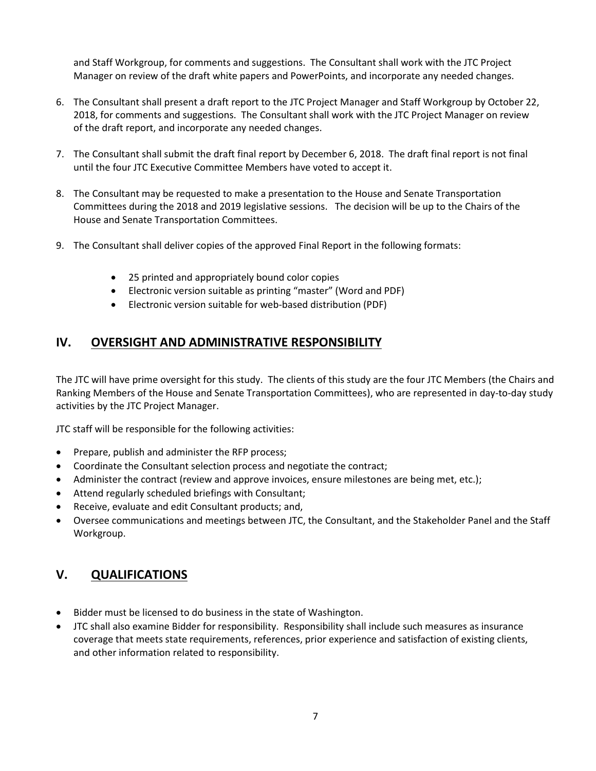and Staff Workgroup, for comments and suggestions. The Consultant shall work with the JTC Project Manager on review of the draft white papers and PowerPoints, and incorporate any needed changes.

6. The Consultant shall present a draft report to the JTC Project Manager and Staff Workgroup by October 22, 2018, for comments and suggestions. The Consultant shall work with the JTC Project Manager on review of the draft report, and incorporate any needed changes.

7. The Consultant shall submit the draft final report by December 6, 2018. The draft final report is not final until the four JTC Executive Committee Members have voted to accept it.

8. The Consultant may be requested to make a presentation to the House and Senate Transportation Committees during the 2018 and 2019 legislative sessions. The decision will be up to the Chairs of the House and Senate Transportation Committees.

9. The Consultant shall deliver copies of the approved Final Report in the following formats:

    - 25 printed and appropriately bound color copies
    - Electronic version suitable as printing "master" (Word and PDF)
    - Electronic version suitable for web-based distribution (PDF)

## IV. OVERSIGHT AND ADMINISTRATIVE RESPONSIBILITY

The JTC will have prime oversight for this study. The clients of this study are the four JTC Members (the Chairs and Ranking Members of the House and Senate Transportation Committees), who are represented in day-to-day study activities by the JTC Project Manager.

JTC staff will be responsible for the following activities:

- Prepare, publish and administer the RFP process;
- Coordinate the Consultant selection process and negotiate the contract;
- Administer the contract (review and approve invoices, ensure milestones are being met, etc.);
- Attend regularly scheduled briefings with Consultant;
- Receive, evaluate and edit Consultant products; and,
- Oversee communications and meetings between JTC, the Consultant, and the Stakeholder Panel and the Staff Workgroup.

## V. QUALIFICATIONS

- Bidder must be licensed to do business in the state of Washington.
- JTC shall also examine Bidder for responsibility. Responsibility shall include such measures as insurance coverage that meets state requirements, references, prior experience and satisfaction of existing clients, and other information related to responsibility.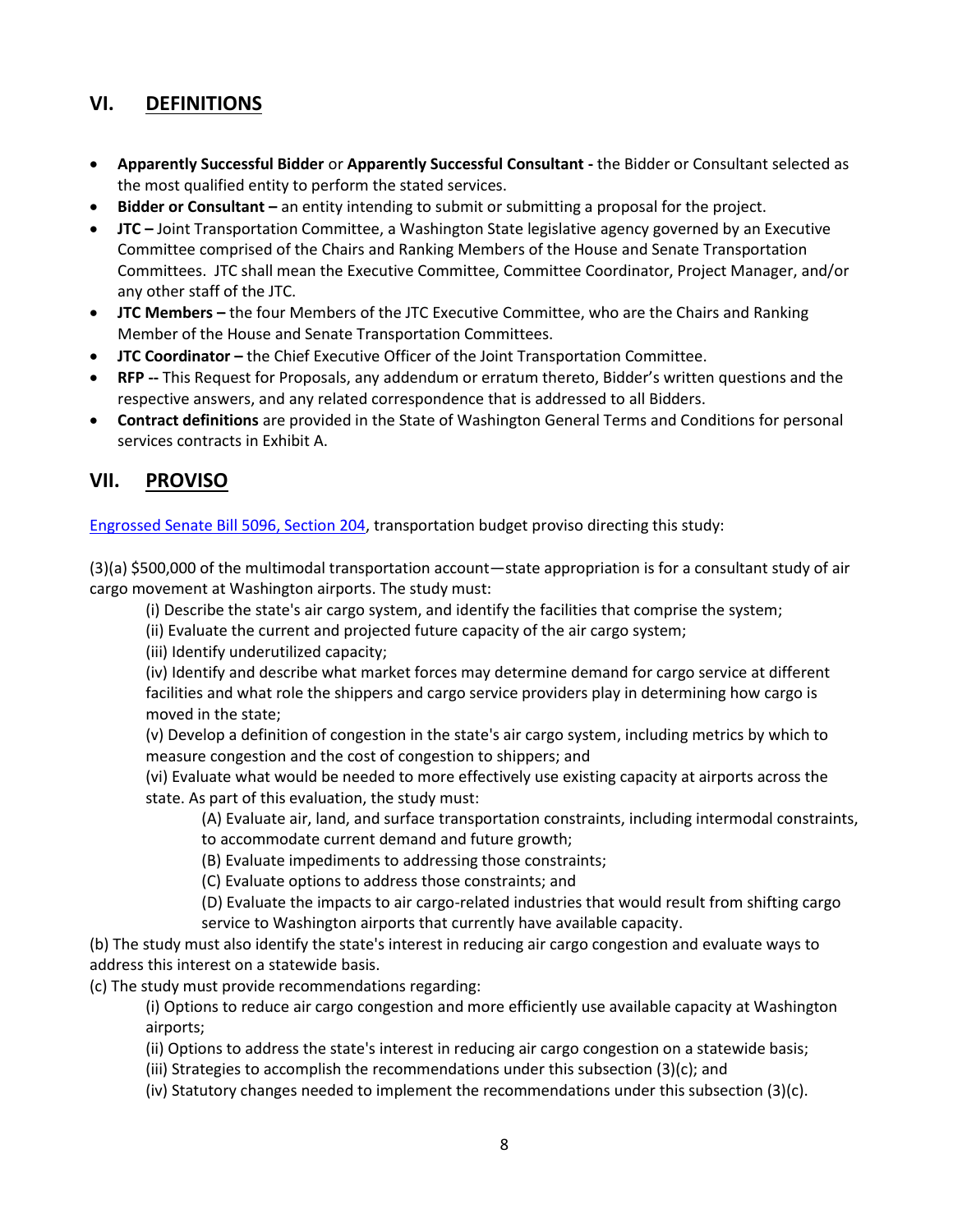## VI. DEFINITIONS

- **Apparently Successful Bidder** or **Apparently Successful Consultant -** the Bidder or Consultant selected as the most qualified entity to perform the stated services.
- **Bidder or Consultant –** an entity intending to submit or submitting a proposal for the project.
- **JTC –** Joint Transportation Committee, a Washington State legislative agency governed by an Executive Committee comprised of the Chairs and Ranking Members of the House and Senate Transportation Committees. JTC shall mean the Executive Committee, Committee Coordinator, Project Manager, and/or any other staff of the JTC.
- **JTC Members –** the four Members of the JTC Executive Committee, who are the Chairs and Ranking Member of the House and Senate Transportation Committees.
- **JTC Coordinator –** the Chief Executive Officer of the Joint Transportation Committee.
- **RFP --** This Request for Proposals, any addendum or erratum thereto, Bidder's written questions and the respective answers, and any related correspondence that is addressed to all Bidders.
- **Contract definitions** are provided in the State of Washington General Terms and Conditions for personal services contracts in Exhibit A.

## VII. PROVISO

Engrossed Senate Bill 5096, Section 204, transportation budget proviso directing this study:

(3)(a) $500,000 of the multimodal transportation account—state appropriation is for a consultant study of air cargo movement at Washington airports. The study must:

(i) Describe the state's air cargo system, and identify the facilities that comprise the system;

(ii) Evaluate the current and projected future capacity of the air cargo system;

(iii) Identify underutilized capacity;

(iv) Identify and describe what market forces may determine demand for cargo service at different facilities and what role the shippers and cargo service providers play in determining how cargo is moved in the state;

(v) Develop a definition of congestion in the state's air cargo system, including metrics by which to measure congestion and the cost of congestion to shippers; and

(vi) Evaluate what would be needed to more effectively use existing capacity at airports across the state. As part of this evaluation, the study must:

(A) Evaluate air, land, and surface transportation constraints, including intermodal constraints, to accommodate current demand and future growth;

(B) Evaluate impediments to addressing those constraints;

(C) Evaluate options to address those constraints; and

(D) Evaluate the impacts to air cargo-related industries that would result from shifting cargo service to Washington airports that currently have available capacity.

(b) The study must also identify the state's interest in reducing air cargo congestion and evaluate ways to address this interest on a statewide basis.

(c) The study must provide recommendations regarding:

(i) Options to reduce air cargo congestion and more efficiently use available capacity at Washington airports;

(ii) Options to address the state's interest in reducing air cargo congestion on a statewide basis;

(iii) Strategies to accomplish the recommendations under this subsection (3)(c); and

(iv) Statutory changes needed to implement the recommendations under this subsection (3)(c).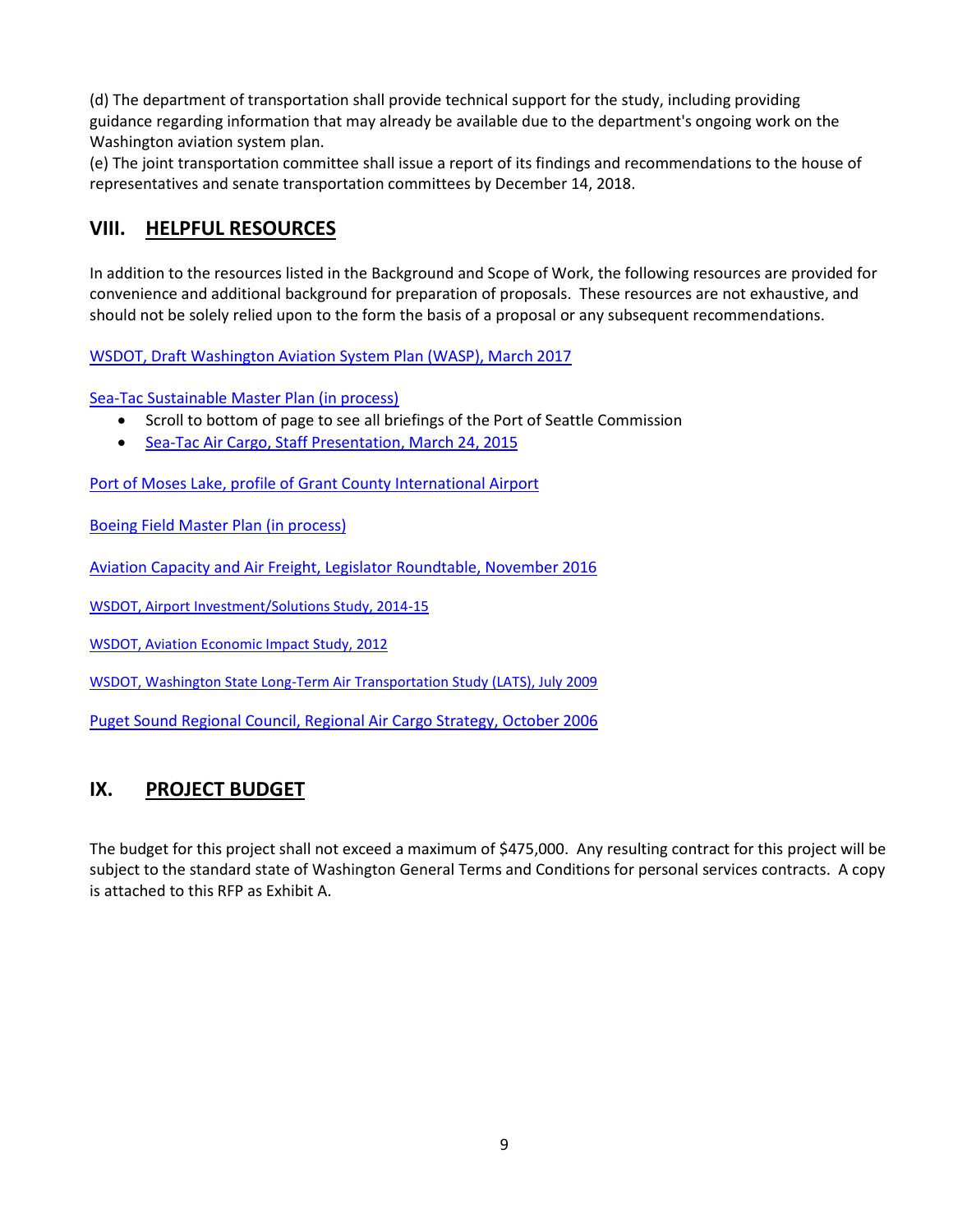(d) The department of transportation shall provide technical support for the study, including providing guidance regarding information that may already be available due to the department's ongoing work on the Washington aviation system plan.
(e) The joint transportation committee shall issue a report of its findings and recommendations to the house of representatives and senate transportation committees by December 14, 2018.

## VIII. HELPFUL RESOURCES

In addition to the resources listed in the Background and Scope of Work, the following resources are provided for convenience and additional background for preparation of proposals. These resources are not exhaustive, and should not be solely relied upon to the form the basis of a proposal or any subsequent recommendations.

WSDOT, Draft Washington Aviation System Plan (WASP), March 2017

Sea-Tac Sustainable Master Plan (in process)

- Scroll to bottom of page to see all briefings of the Port of Seattle Commission
- Sea-Tac Air Cargo, Staff Presentation, March 24, 2015

Port of Moses Lake, profile of Grant County International Airport

Boeing Field Master Plan (in process)

Aviation Capacity and Air Freight, Legislator Roundtable, November 2016

WSDOT, Airport Investment/Solutions Study, 2014-15

WSDOT, Aviation Economic Impact Study, 2012

WSDOT, Washington State Long-Term Air Transportation Study (LATS), July 2009

Puget Sound Regional Council, Regional Air Cargo Strategy, October 2006

## IX. PROJECT BUDGET

The budget for this project shall not exceed a maximum of $475,000. Any resulting contract for this project will be subject to the standard state of Washington General Terms and Conditions for personal services contracts. A copy is attached to this RFP as Exhibit A.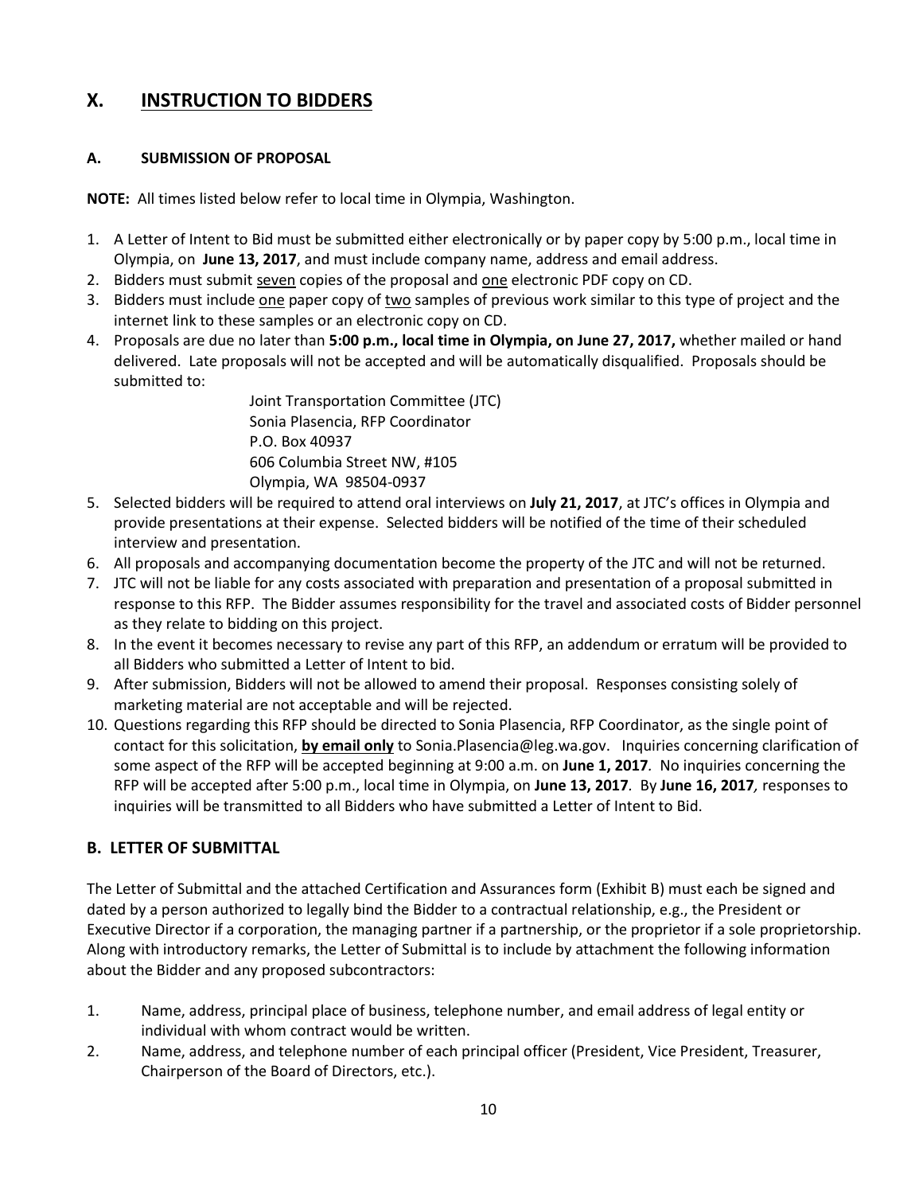# X. INSTRUCTION TO BIDDERS

### A. SUBMISSION OF PROPOSAL

**NOTE:** All times listed below refer to local time in Olympia, Washington.

1. A Letter of Intent to Bid must be submitted either electronically or by paper copy by 5:00 p.m., local time in Olympia, on **June 13, 2017**, and must include company name, address and email address.
2. Bidders must submit seven copies of the proposal and one electronic PDF copy on CD.
3. Bidders must include one paper copy of two samples of previous work similar to this type of project and the internet link to these samples or an electronic copy on CD.
4. Proposals are due no later than **5:00 p.m., local time in Olympia, on June 27, 2017,** whether mailed or hand delivered. Late proposals will not be accepted and will be automatically disqualified. Proposals should be submitted to:

   Joint Transportation Committee (JTC)
   Sonia Plasencia, RFP Coordinator
   P.O. Box 40937
   606 Columbia Street NW, #105
   Olympia, WA 98504-0937

5. Selected bidders will be required to attend oral interviews on **July 21, 2017**, at JTC's offices in Olympia and provide presentations at their expense. Selected bidders will be notified of the time of their scheduled interview and presentation.
6. All proposals and accompanying documentation become the property of the JTC and will not be returned.
7. JTC will not be liable for any costs associated with preparation and presentation of a proposal submitted in response to this RFP. The Bidder assumes responsibility for the travel and associated costs of Bidder personnel as they relate to bidding on this project.
8. In the event it becomes necessary to revise any part of this RFP, an addendum or erratum will be provided to all Bidders who submitted a Letter of Intent to bid.
9. After submission, Bidders will not be allowed to amend their proposal. Responses consisting solely of marketing material are not acceptable and will be rejected.
10. Questions regarding this RFP should be directed to Sonia Plasencia, RFP Coordinator, as the single point of contact for this solicitation, **by email only** to Sonia.Plasencia@leg.wa.gov. Inquiries concerning clarification of some aspect of the RFP will be accepted beginning at 9:00 a.m. on **June 1, 2017**. No inquiries concerning the RFP will be accepted after 5:00 p.m., local time in Olympia, on **June 13, 2017**. By **June 16, 2017**, responses to inquiries will be transmitted to all Bidders who have submitted a Letter of Intent to Bid.

## B. LETTER OF SUBMITTAL

The Letter of Submittal and the attached Certification and Assurances form (Exhibit B) must each be signed and dated by a person authorized to legally bind the Bidder to a contractual relationship, e.g., the President or Executive Director if a corporation, the managing partner if a partnership, or the proprietor if a sole proprietorship. Along with introductory remarks, the Letter of Submittal is to include by attachment the following information about the Bidder and any proposed subcontractors:

1. Name, address, principal place of business, telephone number, and email address of legal entity or individual with whom contract would be written.
2. Name, address, and telephone number of each principal officer (President, Vice President, Treasurer, Chairperson of the Board of Directors, etc.).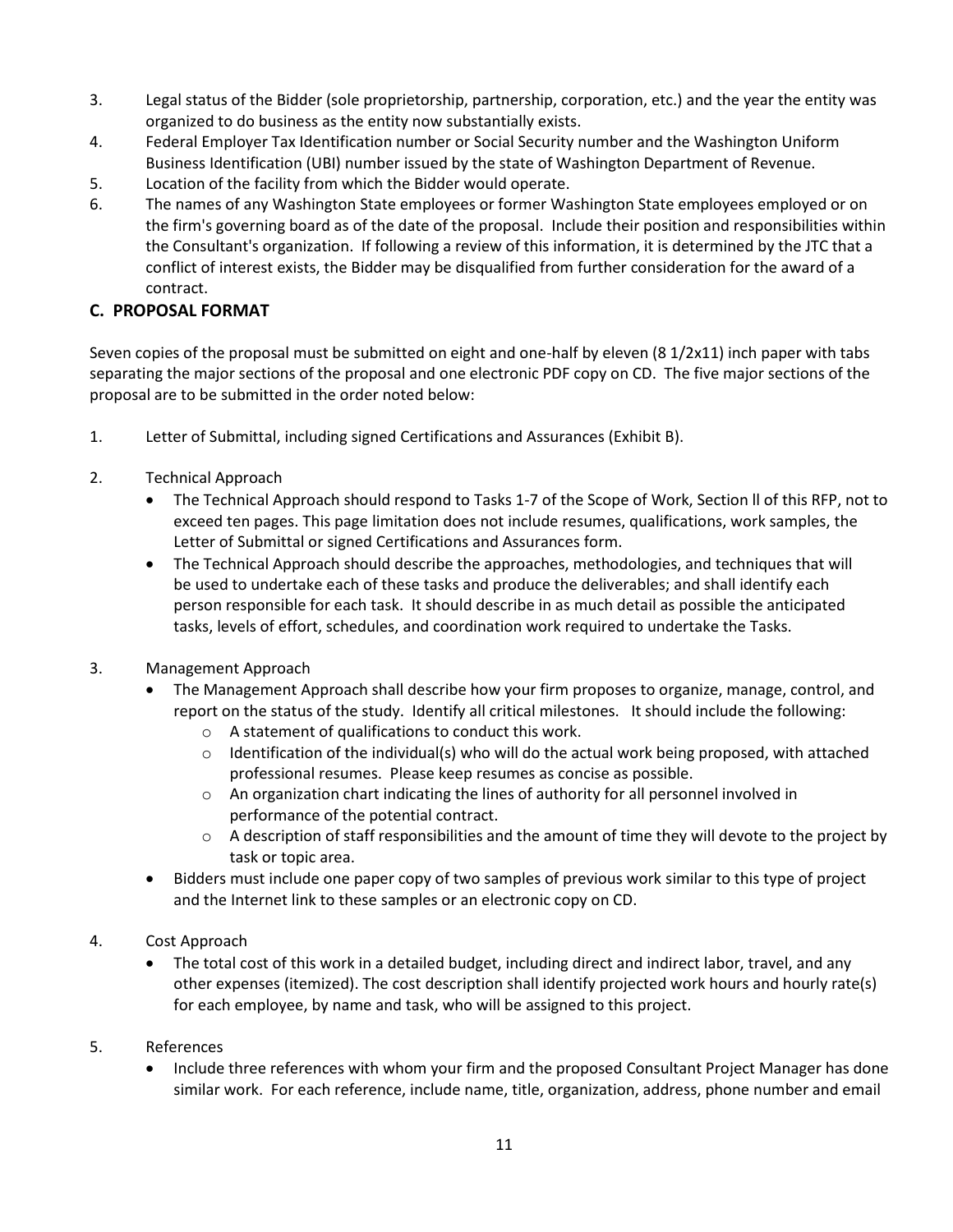3. Legal status of the Bidder (sole proprietorship, partnership, corporation, etc.) and the year the entity was organized to do business as the entity now substantially exists.
4. Federal Employer Tax Identification number or Social Security number and the Washington Uniform Business Identification (UBI) number issued by the state of Washington Department of Revenue.
5. Location of the facility from which the Bidder would operate.
6. The names of any Washington State employees or former Washington State employees employed or on the firm's governing board as of the date of the proposal. Include their position and responsibilities within the Consultant's organization. If following a review of this information, it is determined by the JTC that a conflict of interest exists, the Bidder may be disqualified from further consideration for the award of a contract.

## C. PROPOSAL FORMAT

Seven copies of the proposal must be submitted on eight and one-half by eleven (8 1/2x11) inch paper with tabs separating the major sections of the proposal and one electronic PDF copy on CD. The five major sections of the proposal are to be submitted in the order noted below:

1. Letter of Submittal, including signed Certifications and Assurances (Exhibit B).

2. Technical Approach
   - The Technical Approach should respond to Tasks 1-7 of the Scope of Work, Section ll of this RFP, not to exceed ten pages. This page limitation does not include resumes, qualifications, work samples, the Letter of Submittal or signed Certifications and Assurances form.
   - The Technical Approach should describe the approaches, methodologies, and techniques that will be used to undertake each of these tasks and produce the deliverables; and shall identify each person responsible for each task. It should describe in as much detail as possible the anticipated tasks, levels of effort, schedules, and coordination work required to undertake the Tasks.

3. Management Approach
   - The Management Approach shall describe how your firm proposes to organize, manage, control, and report on the status of the study. Identify all critical milestones. It should include the following:
     - A statement of qualifications to conduct this work.
     - Identification of the individual(s) who will do the actual work being proposed, with attached professional resumes. Please keep resumes as concise as possible.
     - An organization chart indicating the lines of authority for all personnel involved in performance of the potential contract.
     - A description of staff responsibilities and the amount of time they will devote to the project by task or topic area.
   - Bidders must include one paper copy of two samples of previous work similar to this type of project and the Internet link to these samples or an electronic copy on CD.

4. Cost Approach
   - The total cost of this work in a detailed budget, including direct and indirect labor, travel, and any other expenses (itemized). The cost description shall identify projected work hours and hourly rate(s) for each employee, by name and task, who will be assigned to this project.

5. References
   - Include three references with whom your firm and the proposed Consultant Project Manager has done similar work. For each reference, include name, title, organization, address, phone number and email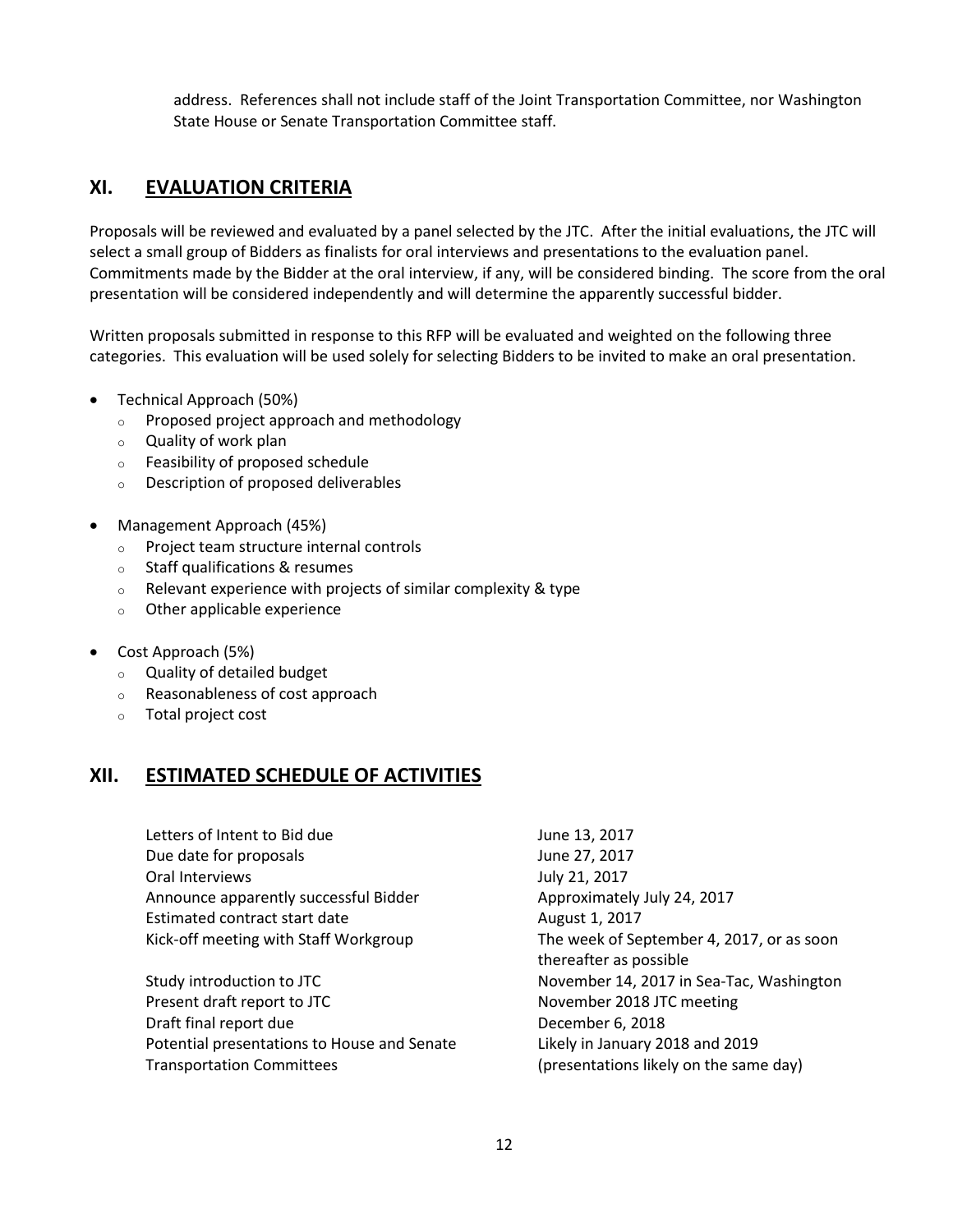address. References shall not include staff of the Joint Transportation Committee, nor Washington State House or Senate Transportation Committee staff.

## XI. EVALUATION CRITERIA

Proposals will be reviewed and evaluated by a panel selected by the JTC. After the initial evaluations, the JTC will select a small group of Bidders as finalists for oral interviews and presentations to the evaluation panel. Commitments made by the Bidder at the oral interview, if any, will be considered binding. The score from the oral presentation will be considered independently and will determine the apparently successful bidder.

Written proposals submitted in response to this RFP will be evaluated and weighted on the following three categories. This evaluation will be used solely for selecting Bidders to be invited to make an oral presentation.

- Technical Approach (50%)
  - Proposed project approach and methodology
  - Quality of work plan
  - Feasibility of proposed schedule
  - Description of proposed deliverables
- Management Approach (45%)
  - Project team structure internal controls
  - Staff qualifications & resumes
  - Relevant experience with projects of similar complexity & type
  - Other applicable experience
- Cost Approach (5%)
  - Quality of detailed budget
  - Reasonableness of cost approach
  - Total project cost

## XII. ESTIMATED SCHEDULE OF ACTIVITIES

| Activity | Date |
|---|---|
| Letters of Intent to Bid due | June 13, 2017 |
| Due date for proposals | June 27, 2017 |
| Oral Interviews | July 21, 2017 |
| Announce apparently successful Bidder | Approximately July 24, 2017 |
| Estimated contract start date | August 1, 2017 |
| Kick-off meeting with Staff Workgroup | The week of September 4, 2017, or as soon thereafter as possible |
| Study introduction to JTC | November 14, 2017 in Sea-Tac, Washington |
| Present draft report to JTC | November 2018 JTC meeting |
| Draft final report due | December 6, 2018 |
| Potential presentations to House and Senate Transportation Committees | Likely in January 2018 and 2019 (presentations likely on the same day) |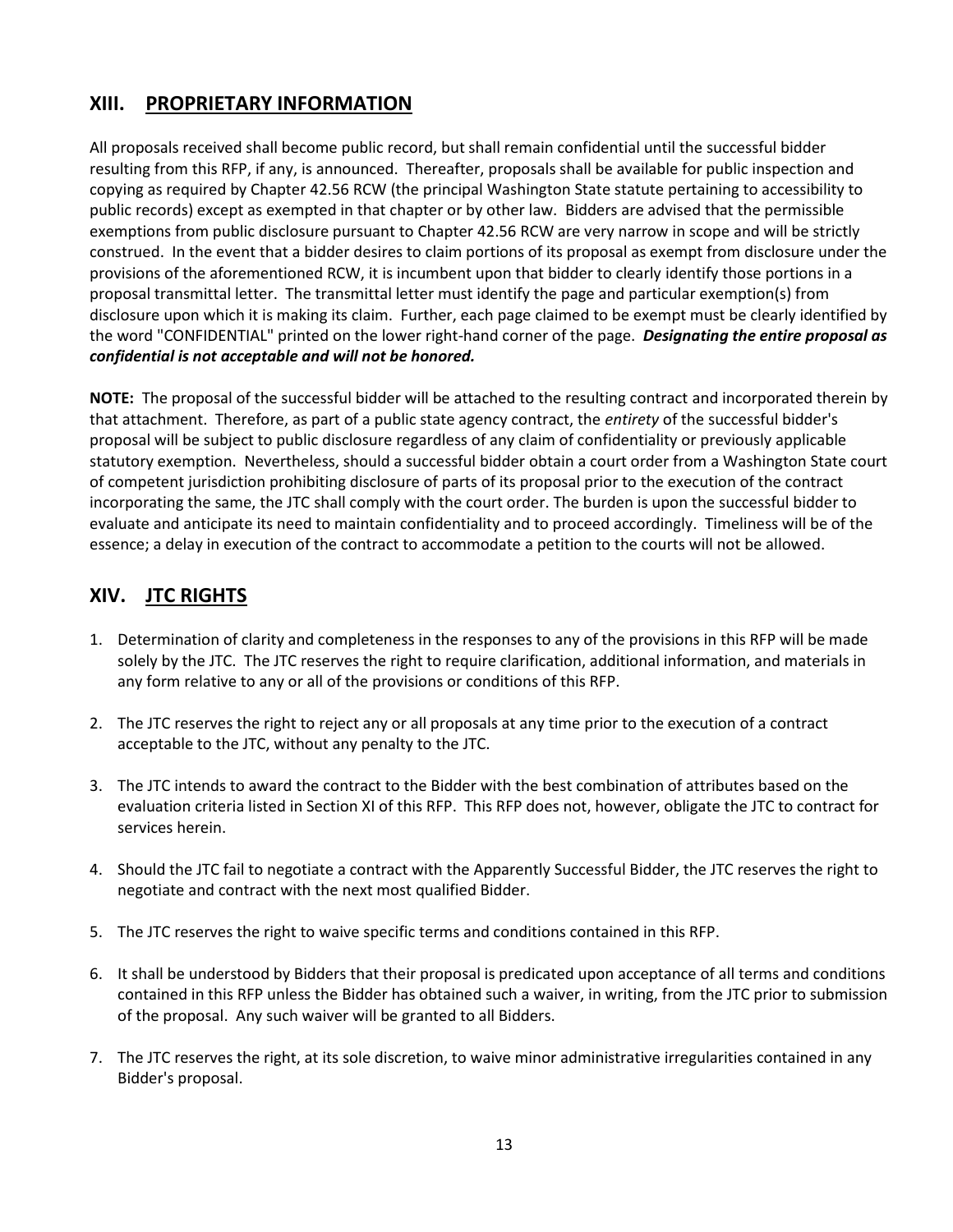## XIII. PROPRIETARY INFORMATION

All proposals received shall become public record, but shall remain confidential until the successful bidder resulting from this RFP, if any, is announced. Thereafter, proposals shall be available for public inspection and copying as required by Chapter 42.56 RCW (the principal Washington State statute pertaining to accessibility to public records) except as exempted in that chapter or by other law. Bidders are advised that the permissible exemptions from public disclosure pursuant to Chapter 42.56 RCW are very narrow in scope and will be strictly construed. In the event that a bidder desires to claim portions of its proposal as exempt from disclosure under the provisions of the aforementioned RCW, it is incumbent upon that bidder to clearly identify those portions in a proposal transmittal letter. The transmittal letter must identify the page and particular exemption(s) from disclosure upon which it is making its claim. Further, each page claimed to be exempt must be clearly identified by the word "CONFIDENTIAL" printed on the lower right-hand corner of the page. ***Designating the entire proposal as confidential is not acceptable and will not be honored.***

**NOTE:** The proposal of the successful bidder will be attached to the resulting contract and incorporated therein by that attachment. Therefore, as part of a public state agency contract, the *entirety* of the successful bidder's proposal will be subject to public disclosure regardless of any claim of confidentiality or previously applicable statutory exemption. Nevertheless, should a successful bidder obtain a court order from a Washington State court of competent jurisdiction prohibiting disclosure of parts of its proposal prior to the execution of the contract incorporating the same, the JTC shall comply with the court order. The burden is upon the successful bidder to evaluate and anticipate its need to maintain confidentiality and to proceed accordingly. Timeliness will be of the essence; a delay in execution of the contract to accommodate a petition to the courts will not be allowed.

## XIV. JTC RIGHTS

1. Determination of clarity and completeness in the responses to any of the provisions in this RFP will be made solely by the JTC. The JTC reserves the right to require clarification, additional information, and materials in any form relative to any or all of the provisions or conditions of this RFP.

2. The JTC reserves the right to reject any or all proposals at any time prior to the execution of a contract acceptable to the JTC, without any penalty to the JTC.

3. The JTC intends to award the contract to the Bidder with the best combination of attributes based on the evaluation criteria listed in Section XI of this RFP. This RFP does not, however, obligate the JTC to contract for services herein.

4. Should the JTC fail to negotiate a contract with the Apparently Successful Bidder, the JTC reserves the right to negotiate and contract with the next most qualified Bidder.

5. The JTC reserves the right to waive specific terms and conditions contained in this RFP.

6. It shall be understood by Bidders that their proposal is predicated upon acceptance of all terms and conditions contained in this RFP unless the Bidder has obtained such a waiver, in writing, from the JTC prior to submission of the proposal. Any such waiver will be granted to all Bidders.

7. The JTC reserves the right, at its sole discretion, to waive minor administrative irregularities contained in any Bidder's proposal.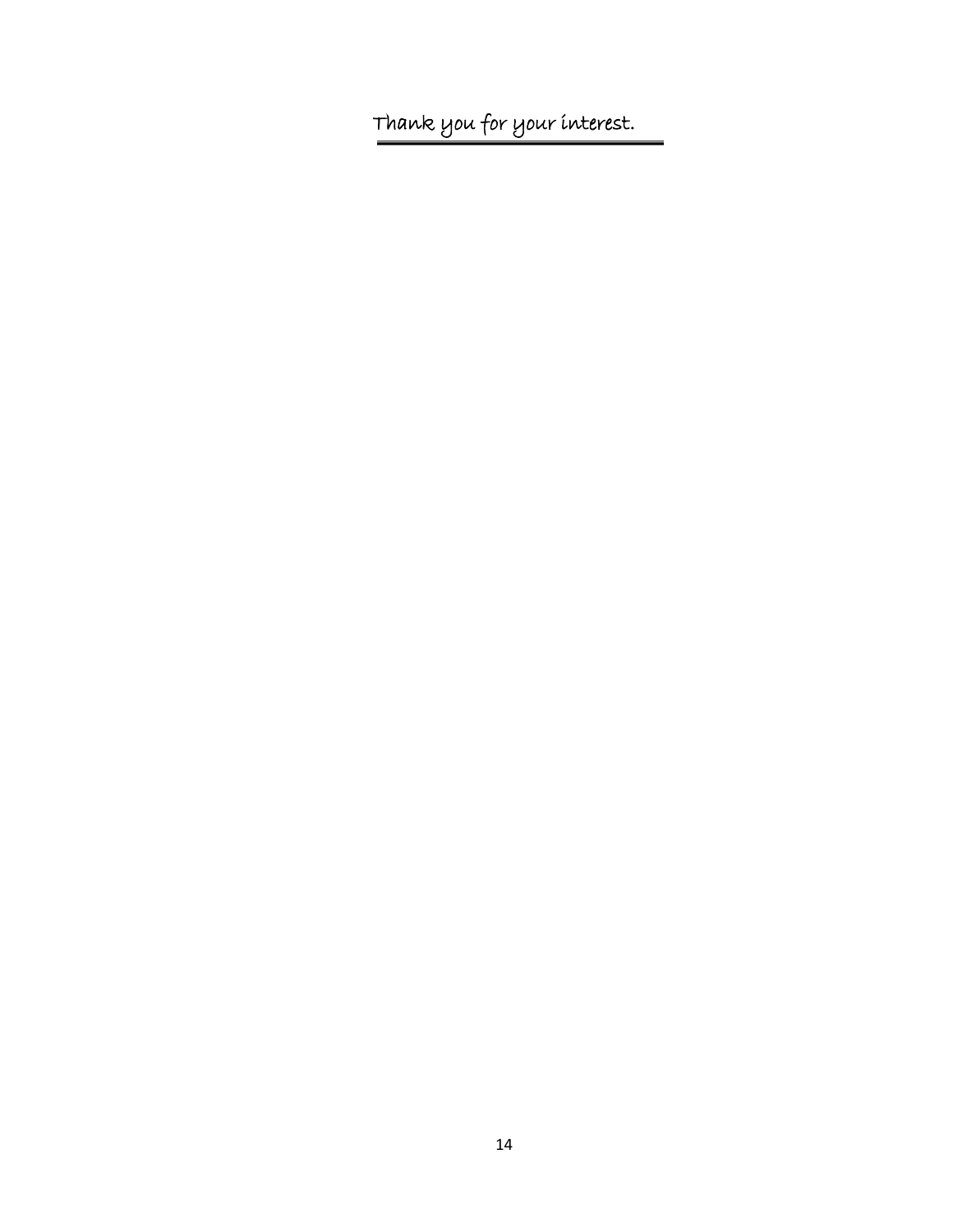Thank you for your interest.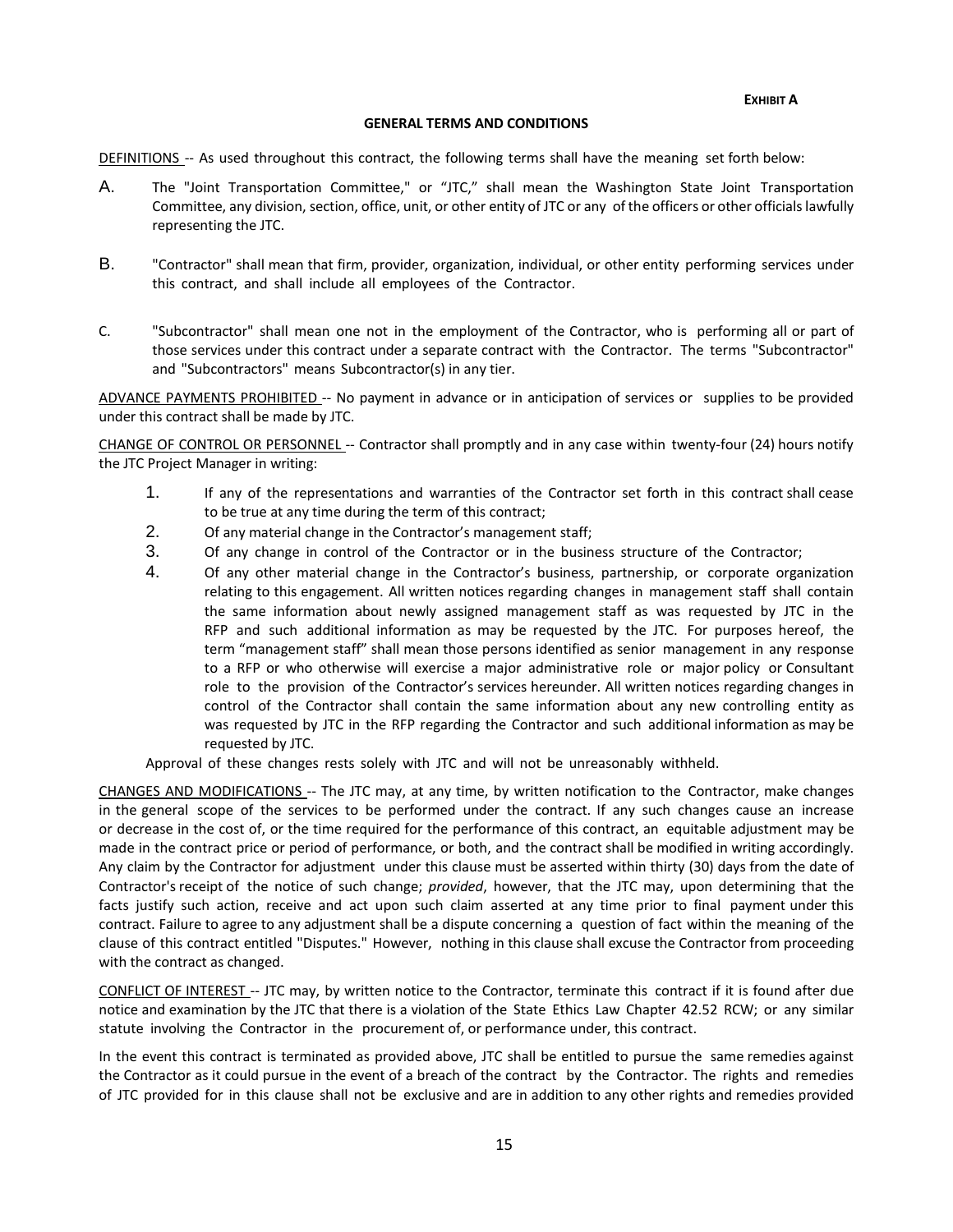**EXHIBIT A**

**GENERAL TERMS AND CONDITIONS**

DEFINITIONS -- As used throughout this contract, the following terms shall have the meaning set forth below:

A. The "Joint Transportation Committee," or "JTC," shall mean the Washington State Joint Transportation Committee, any division, section, office, unit, or other entity of JTC or any of the officers or other officials lawfully representing the JTC.

B. "Contractor" shall mean that firm, provider, organization, individual, or other entity performing services under this contract, and shall include all employees of the Contractor.

C. "Subcontractor" shall mean one not in the employment of the Contractor, who is performing all or part of those services under this contract under a separate contract with the Contractor. The terms "Subcontractor" and "Subcontractors" means Subcontractor(s) in any tier.

ADVANCE PAYMENTS PROHIBITED -- No payment in advance or in anticipation of services or supplies to be provided under this contract shall be made by JTC.

CHANGE OF CONTROL OR PERSONNEL -- Contractor shall promptly and in any case within twenty-four (24) hours notify the JTC Project Manager in writing:

1. If any of the representations and warranties of the Contractor set forth in this contract shall cease to be true at any time during the term of this contract;
2. Of any material change in the Contractor's management staff;
3. Of any change in control of the Contractor or in the business structure of the Contractor;
4. Of any other material change in the Contractor's business, partnership, or corporate organization relating to this engagement. All written notices regarding changes in management staff shall contain the same information about newly assigned management staff as was requested by JTC in the RFP and such additional information as may be requested by the JTC. For purposes hereof, the term "management staff" shall mean those persons identified as senior management in any response to a RFP or who otherwise will exercise a major administrative role or major policy or Consultant role to the provision of the Contractor's services hereunder. All written notices regarding changes in control of the Contractor shall contain the same information about any new controlling entity as was requested by JTC in the RFP regarding the Contractor and such additional information as may be requested by JTC.

Approval of these changes rests solely with JTC and will not be unreasonably withheld.

CHANGES AND MODIFICATIONS -- The JTC may, at any time, by written notification to the Contractor, make changes in the general scope of the services to be performed under the contract. If any such changes cause an increase or decrease in the cost of, or the time required for the performance of this contract, an equitable adjustment may be made in the contract price or period of performance, or both, and the contract shall be modified in writing accordingly. Any claim by the Contractor for adjustment under this clause must be asserted within thirty (30) days from the date of Contractor's receipt of the notice of such change; *provided*, however, that the JTC may, upon determining that the facts justify such action, receive and act upon such claim asserted at any time prior to final payment under this contract. Failure to agree to any adjustment shall be a dispute concerning a question of fact within the meaning of the clause of this contract entitled "Disputes." However, nothing in this clause shall excuse the Contractor from proceeding with the contract as changed.

CONFLICT OF INTEREST -- JTC may, by written notice to the Contractor, terminate this contract if it is found after due notice and examination by the JTC that there is a violation of the State Ethics Law Chapter 42.52 RCW; or any similar statute involving the Contractor in the procurement of, or performance under, this contract.

In the event this contract is terminated as provided above, JTC shall be entitled to pursue the same remedies against the Contractor as it could pursue in the event of a breach of the contract by the Contractor. The rights and remedies of JTC provided for in this clause shall not be exclusive and are in addition to any other rights and remedies provided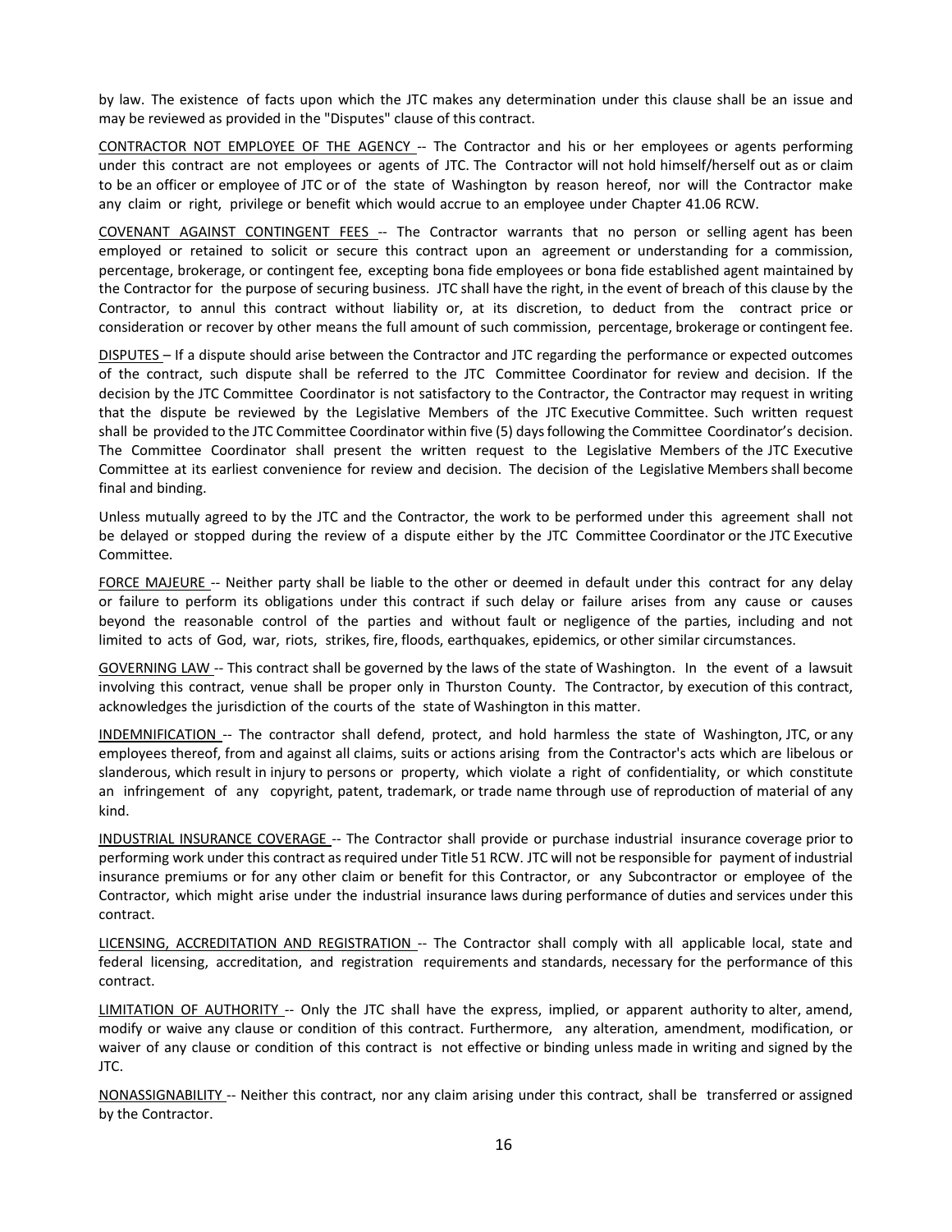by law. The existence of facts upon which the JTC makes any determination under this clause shall be an issue and may be reviewed as provided in the "Disputes" clause of this contract.

<u>CONTRACTOR NOT EMPLOYEE OF THE AGENCY</u> -- The Contractor and his or her employees or agents performing under this contract are not employees or agents of JTC. The Contractor will not hold himself/herself out as or claim to be an officer or employee of JTC or of the state of Washington by reason hereof, nor will the Contractor make any claim or right, privilege or benefit which would accrue to an employee under Chapter 41.06 RCW.

<u>COVENANT AGAINST CONTINGENT FEES</u> -- The Contractor warrants that no person or selling agent has been employed or retained to solicit or secure this contract upon an agreement or understanding for a commission, percentage, brokerage, or contingent fee, excepting bona fide employees or bona fide established agent maintained by the Contractor for the purpose of securing business. JTC shall have the right, in the event of breach of this clause by the Contractor, to annul this contract without liability or, at its discretion, to deduct from the contract price or consideration or recover by other means the full amount of such commission, percentage, brokerage or contingent fee.

<u>DISPUTES</u> – If a dispute should arise between the Contractor and JTC regarding the performance or expected outcomes of the contract, such dispute shall be referred to the JTC Committee Coordinator for review and decision. If the decision by the JTC Committee Coordinator is not satisfactory to the Contractor, the Contractor may request in writing that the dispute be reviewed by the Legislative Members of the JTC Executive Committee. Such written request shall be provided to the JTC Committee Coordinator within five (5) days following the Committee Coordinator's decision. The Committee Coordinator shall present the written request to the Legislative Members of the JTC Executive Committee at its earliest convenience for review and decision. The decision of the Legislative Members shall become final and binding.

Unless mutually agreed to by the JTC and the Contractor, the work to be performed under this agreement shall not be delayed or stopped during the review of a dispute either by the JTC Committee Coordinator or the JTC Executive Committee.

<u>FORCE MAJEURE</u> -- Neither party shall be liable to the other or deemed in default under this contract for any delay or failure to perform its obligations under this contract if such delay or failure arises from any cause or causes beyond the reasonable control of the parties and without fault or negligence of the parties, including and not limited to acts of God, war, riots, strikes, fire, floods, earthquakes, epidemics, or other similar circumstances.

<u>GOVERNING LAW</u> -- This contract shall be governed by the laws of the state of Washington. In the event of a lawsuit involving this contract, venue shall be proper only in Thurston County. The Contractor, by execution of this contract, acknowledges the jurisdiction of the courts of the state of Washington in this matter.

<u>INDEMNIFICATION</u> -- The contractor shall defend, protect, and hold harmless the state of Washington, JTC, or any employees thereof, from and against all claims, suits or actions arising from the Contractor's acts which are libelous or slanderous, which result in injury to persons or property, which violate a right of confidentiality, or which constitute an infringement of any copyright, patent, trademark, or trade name through use of reproduction of material of any kind.

<u>INDUSTRIAL INSURANCE COVERAGE</u> -- The Contractor shall provide or purchase industrial insurance coverage prior to performing work under this contract as required under Title 51 RCW. JTC will not be responsible for payment of industrial insurance premiums or for any other claim or benefit for this Contractor, or any Subcontractor or employee of the Contractor, which might arise under the industrial insurance laws during performance of duties and services under this contract.

<u>LICENSING, ACCREDITATION AND REGISTRATION</u> -- The Contractor shall comply with all applicable local, state and federal licensing, accreditation, and registration requirements and standards, necessary for the performance of this contract.

<u>LIMITATION OF AUTHORITY</u> -- Only the JTC shall have the express, implied, or apparent authority to alter, amend, modify or waive any clause or condition of this contract. Furthermore, any alteration, amendment, modification, or waiver of any clause or condition of this contract is not effective or binding unless made in writing and signed by the JTC.

<u>NONASSIGNABILITY</u> -- Neither this contract, nor any claim arising under this contract, shall be transferred or assigned by the Contractor.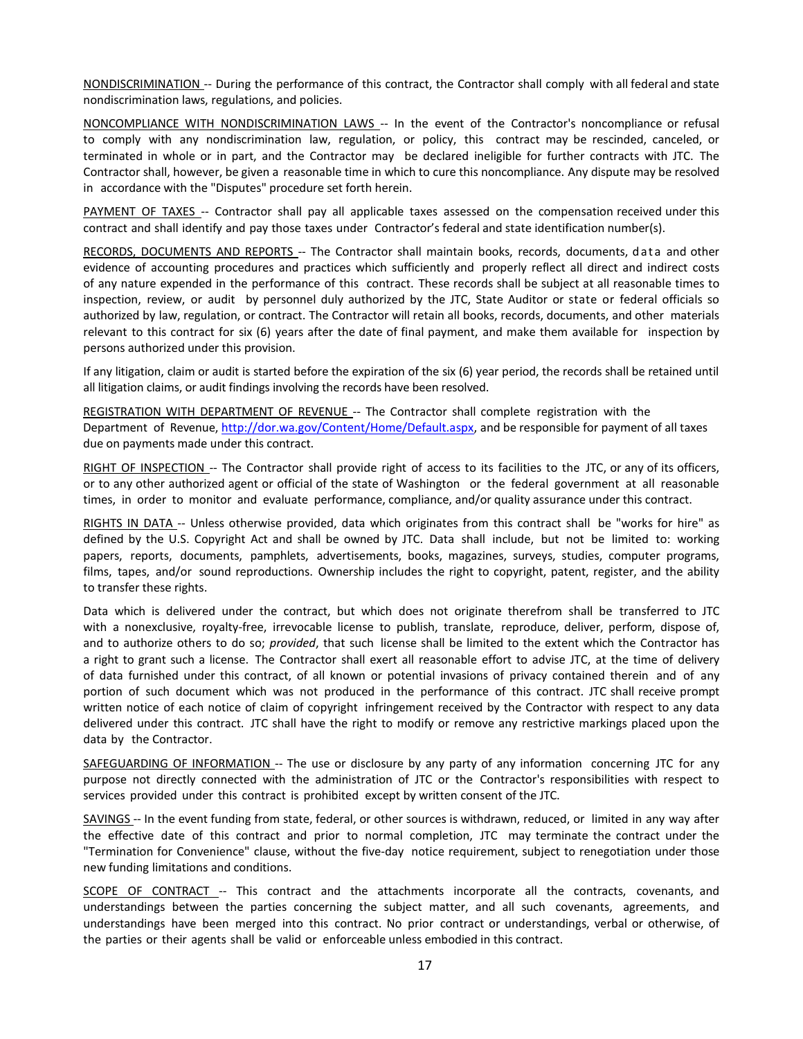NONDISCRIMINATION -- During the performance of this contract, the Contractor shall comply with all federal and state nondiscrimination laws, regulations, and policies.

NONCOMPLIANCE WITH NONDISCRIMINATION LAWS -- In the event of the Contractor's noncompliance or refusal to comply with any nondiscrimination law, regulation, or policy, this contract may be rescinded, canceled, or terminated in whole or in part, and the Contractor may be declared ineligible for further contracts with JTC. The Contractor shall, however, be given a reasonable time in which to cure this noncompliance. Any dispute may be resolved in accordance with the "Disputes" procedure set forth herein.

PAYMENT OF TAXES -- Contractor shall pay all applicable taxes assessed on the compensation received under this contract and shall identify and pay those taxes under Contractor's federal and state identification number(s).

RECORDS, DOCUMENTS AND REPORTS -- The Contractor shall maintain books, records, documents, data and other evidence of accounting procedures and practices which sufficiently and properly reflect all direct and indirect costs of any nature expended in the performance of this contract. These records shall be subject at all reasonable times to inspection, review, or audit by personnel duly authorized by the JTC, State Auditor or state or federal officials so authorized by law, regulation, or contract. The Contractor will retain all books, records, documents, and other materials relevant to this contract for six (6) years after the date of final payment, and make them available for inspection by persons authorized under this provision.

If any litigation, claim or audit is started before the expiration of the six (6) year period, the records shall be retained until all litigation claims, or audit findings involving the records have been resolved.

REGISTRATION WITH DEPARTMENT OF REVENUE -- The Contractor shall complete registration with the Department of Revenue, http://dor.wa.gov/Content/Home/Default.aspx, and be responsible for payment of all taxes due on payments made under this contract.

RIGHT OF INSPECTION -- The Contractor shall provide right of access to its facilities to the JTC, or any of its officers, or to any other authorized agent or official of the state of Washington or the federal government at all reasonable times, in order to monitor and evaluate performance, compliance, and/or quality assurance under this contract.

RIGHTS IN DATA -- Unless otherwise provided, data which originates from this contract shall be "works for hire" as defined by the U.S. Copyright Act and shall be owned by JTC. Data shall include, but not be limited to: working papers, reports, documents, pamphlets, advertisements, books, magazines, surveys, studies, computer programs, films, tapes, and/or sound reproductions. Ownership includes the right to copyright, patent, register, and the ability to transfer these rights.

Data which is delivered under the contract, but which does not originate therefrom shall be transferred to JTC with a nonexclusive, royalty-free, irrevocable license to publish, translate, reproduce, deliver, perform, dispose of, and to authorize others to do so; *provided*, that such license shall be limited to the extent which the Contractor has a right to grant such a license. The Contractor shall exert all reasonable effort to advise JTC, at the time of delivery of data furnished under this contract, of all known or potential invasions of privacy contained therein and of any portion of such document which was not produced in the performance of this contract. JTC shall receive prompt written notice of each notice of claim of copyright infringement received by the Contractor with respect to any data delivered under this contract. JTC shall have the right to modify or remove any restrictive markings placed upon the data by the Contractor.

SAFEGUARDING OF INFORMATION -- The use or disclosure by any party of any information concerning JTC for any purpose not directly connected with the administration of JTC or the Contractor's responsibilities with respect to services provided under this contract is prohibited except by written consent of the JTC.

SAVINGS -- In the event funding from state, federal, or other sources is withdrawn, reduced, or limited in any way after the effective date of this contract and prior to normal completion, JTC may terminate the contract under the "Termination for Convenience" clause, without the five-day notice requirement, subject to renegotiation under those new funding limitations and conditions.

SCOPE OF CONTRACT -- This contract and the attachments incorporate all the contracts, covenants, and understandings between the parties concerning the subject matter, and all such covenants, agreements, and understandings have been merged into this contract. No prior contract or understandings, verbal or otherwise, of the parties or their agents shall be valid or enforceable unless embodied in this contract.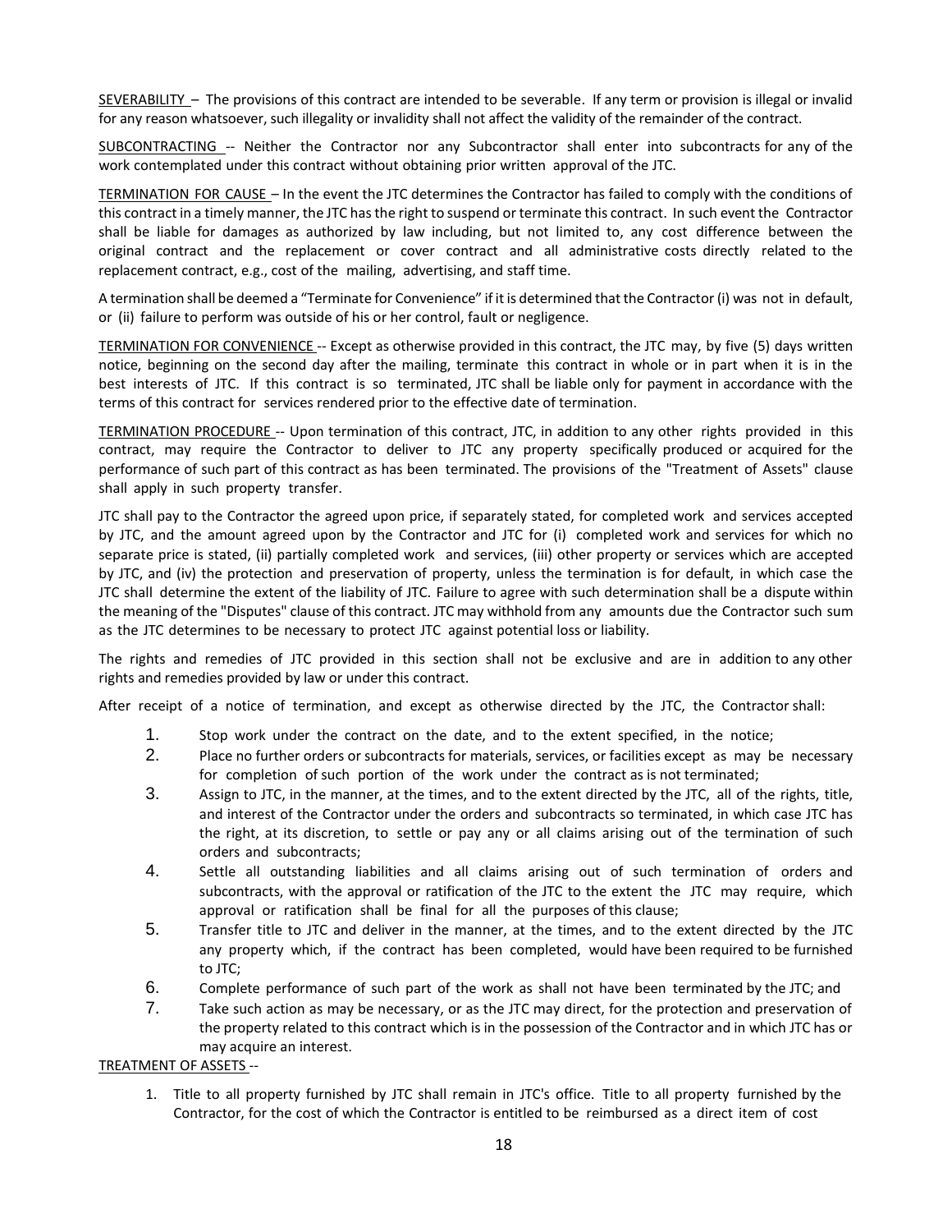SEVERABILITY – The provisions of this contract are intended to be severable. If any term or provision is illegal or invalid for any reason whatsoever, such illegality or invalidity shall not affect the validity of the remainder of the contract.

SUBCONTRACTING -- Neither the Contractor nor any Subcontractor shall enter into subcontracts for any of the work contemplated under this contract without obtaining prior written approval of the JTC.

TERMINATION FOR CAUSE – In the event the JTC determines the Contractor has failed to comply with the conditions of this contract in a timely manner, the JTC has the right to suspend or terminate this contract. In such event the Contractor shall be liable for damages as authorized by law including, but not limited to, any cost difference between the original contract and the replacement or cover contract and all administrative costs directly related to the replacement contract, e.g., cost of the mailing, advertising, and staff time.

A termination shall be deemed a "Terminate for Convenience" if it is determined that the Contractor (i) was not in default, or (ii) failure to perform was outside of his or her control, fault or negligence.

TERMINATION FOR CONVENIENCE -- Except as otherwise provided in this contract, the JTC may, by five (5) days written notice, beginning on the second day after the mailing, terminate this contract in whole or in part when it is in the best interests of JTC. If this contract is so terminated, JTC shall be liable only for payment in accordance with the terms of this contract for services rendered prior to the effective date of termination.

TERMINATION PROCEDURE -- Upon termination of this contract, JTC, in addition to any other rights provided in this contract, may require the Contractor to deliver to JTC any property specifically produced or acquired for the performance of such part of this contract as has been terminated. The provisions of the "Treatment of Assets" clause shall apply in such property transfer.

JTC shall pay to the Contractor the agreed upon price, if separately stated, for completed work and services accepted by JTC, and the amount agreed upon by the Contractor and JTC for (i) completed work and services for which no separate price is stated, (ii) partially completed work and services, (iii) other property or services which are accepted by JTC, and (iv) the protection and preservation of property, unless the termination is for default, in which case the JTC shall determine the extent of the liability of JTC. Failure to agree with such determination shall be a dispute within the meaning of the "Disputes" clause of this contract. JTC may withhold from any amounts due the Contractor such sum as the JTC determines to be necessary to protect JTC against potential loss or liability.

The rights and remedies of JTC provided in this section shall not be exclusive and are in addition to any other rights and remedies provided by law or under this contract.

After receipt of a notice of termination, and except as otherwise directed by the JTC, the Contractor shall:

1. Stop work under the contract on the date, and to the extent specified, in the notice;
2. Place no further orders or subcontracts for materials, services, or facilities except as may be necessary for completion of such portion of the work under the contract as is not terminated;
3. Assign to JTC, in the manner, at the times, and to the extent directed by the JTC, all of the rights, title, and interest of the Contractor under the orders and subcontracts so terminated, in which case JTC has the right, at its discretion, to settle or pay any or all claims arising out of the termination of such orders and subcontracts;
4. Settle all outstanding liabilities and all claims arising out of such termination of orders and subcontracts, with the approval or ratification of the JTC to the extent the JTC may require, which approval or ratification shall be final for all the purposes of this clause;
5. Transfer title to JTC and deliver in the manner, at the times, and to the extent directed by the JTC any property which, if the contract has been completed, would have been required to be furnished to JTC;
6. Complete performance of such part of the work as shall not have been terminated by the JTC; and
7. Take such action as may be necessary, or as the JTC may direct, for the protection and preservation of the property related to this contract which is in the possession of the Contractor and in which JTC has or may acquire an interest.

TREATMENT OF ASSETS --

1. Title to all property furnished by JTC shall remain in JTC's office. Title to all property furnished by the Contractor, for the cost of which the Contractor is entitled to be reimbursed as a direct item of cost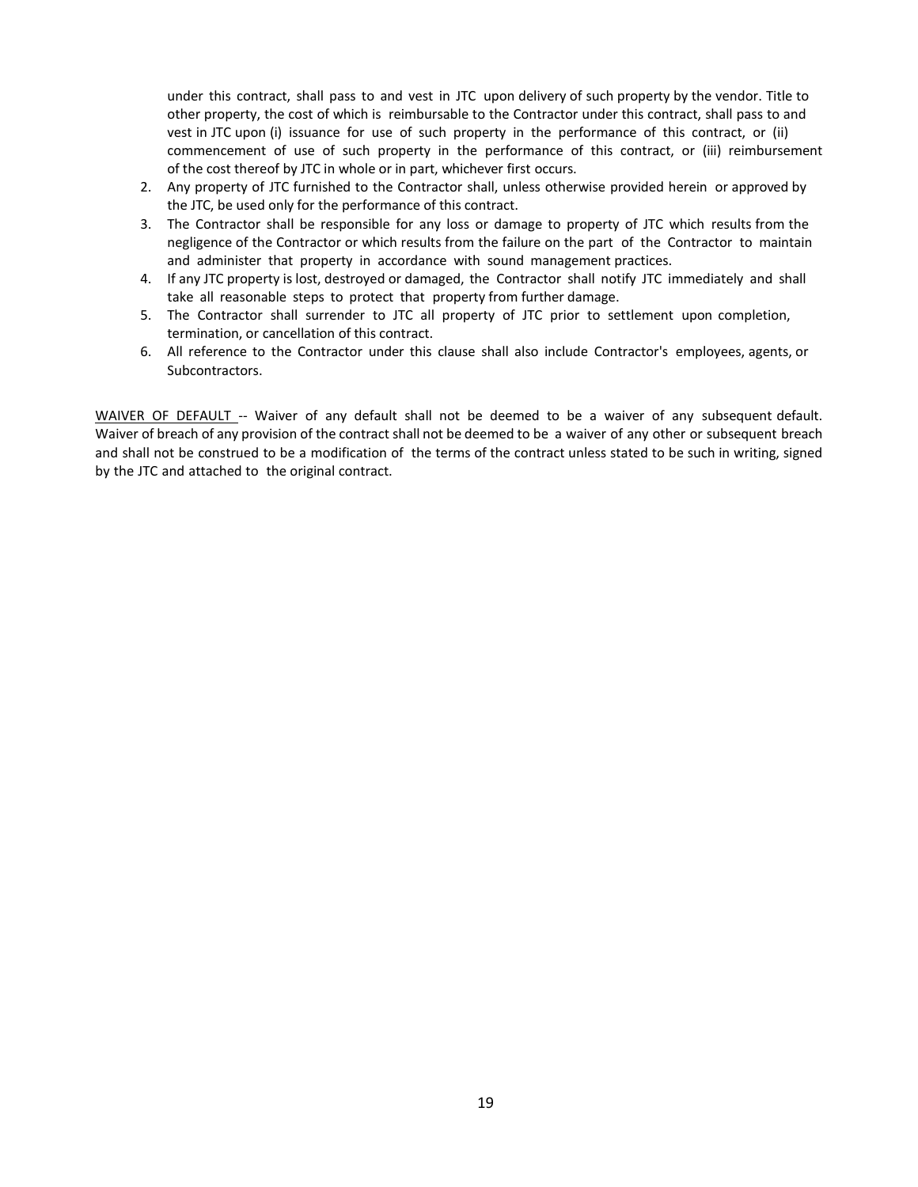under this contract, shall pass to and vest in JTC upon delivery of such property by the vendor. Title to other property, the cost of which is reimbursable to the Contractor under this contract, shall pass to and vest in JTC upon (i) issuance for use of such property in the performance of this contract, or (ii) commencement of use of such property in the performance of this contract, or (iii) reimbursement of the cost thereof by JTC in whole or in part, whichever first occurs.

2. Any property of JTC furnished to the Contractor shall, unless otherwise provided herein or approved by the JTC, be used only for the performance of this contract.
3. The Contractor shall be responsible for any loss or damage to property of JTC which results from the negligence of the Contractor or which results from the failure on the part of the Contractor to maintain and administer that property in accordance with sound management practices.
4. If any JTC property is lost, destroyed or damaged, the Contractor shall notify JTC immediately and shall take all reasonable steps to protect that property from further damage.
5. The Contractor shall surrender to JTC all property of JTC prior to settlement upon completion, termination, or cancellation of this contract.
6. All reference to the Contractor under this clause shall also include Contractor's employees, agents, or Subcontractors.

<u>WAIVER OF DEFAULT</u> -- Waiver of any default shall not be deemed to be a waiver of any subsequent default. Waiver of breach of any provision of the contract shall not be deemed to be a waiver of any other or subsequent breach and shall not be construed to be a modification of the terms of the contract unless stated to be such in writing, signed by the JTC and attached to the original contract.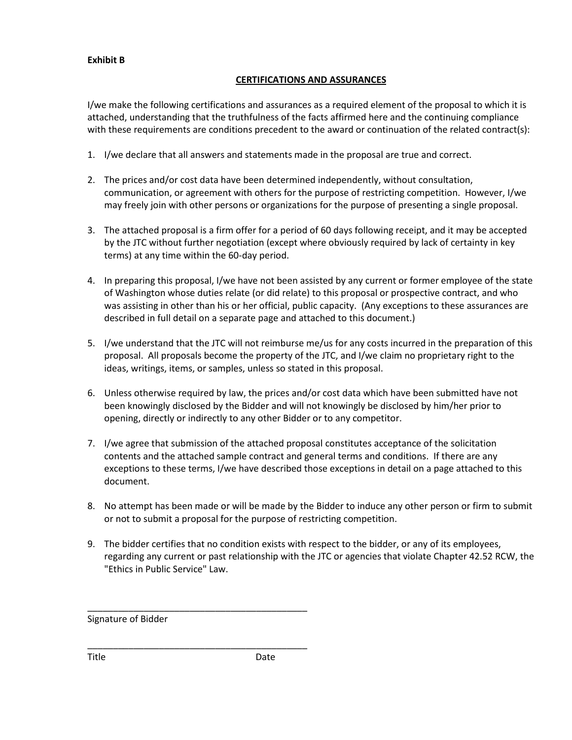**Exhibit B**

## CERTIFICATIONS AND ASSURANCES

I/we make the following certifications and assurances as a required element of the proposal to which it is attached, understanding that the truthfulness of the facts affirmed here and the continuing compliance with these requirements are conditions precedent to the award or continuation of the related contract(s):

1. I/we declare that all answers and statements made in the proposal are true and correct.

2. The prices and/or cost data have been determined independently, without consultation, communication, or agreement with others for the purpose of restricting competition. However, I/we may freely join with other persons or organizations for the purpose of presenting a single proposal.

3. The attached proposal is a firm offer for a period of 60 days following receipt, and it may be accepted by the JTC without further negotiation (except where obviously required by lack of certainty in key terms) at any time within the 60-day period.

4. In preparing this proposal, I/we have not been assisted by any current or former employee of the state of Washington whose duties relate (or did relate) to this proposal or prospective contract, and who was assisting in other than his or her official, public capacity. (Any exceptions to these assurances are described in full detail on a separate page and attached to this document.)

5. I/we understand that the JTC will not reimburse me/us for any costs incurred in the preparation of this proposal. All proposals become the property of the JTC, and I/we claim no proprietary right to the ideas, writings, items, or samples, unless so stated in this proposal.

6. Unless otherwise required by law, the prices and/or cost data which have been submitted have not been knowingly disclosed by the Bidder and will not knowingly be disclosed by him/her prior to opening, directly or indirectly to any other Bidder or to any competitor.

7. I/we agree that submission of the attached proposal constitutes acceptance of the solicitation contents and the attached sample contract and general terms and conditions. If there are any exceptions to these terms, I/we have described those exceptions in detail on a page attached to this document.

8. No attempt has been made or will be made by the Bidder to induce any other person or firm to submit or not to submit a proposal for the purpose of restricting competition.

9. The bidder certifies that no condition exists with respect to the bidder, or any of its employees, regarding any current or past relationship with the JTC or agencies that violate Chapter 42.52 RCW, the "Ethics in Public Service" Law.

_____________________________________________
Signature of Bidder

_____________________________________________
Title Date